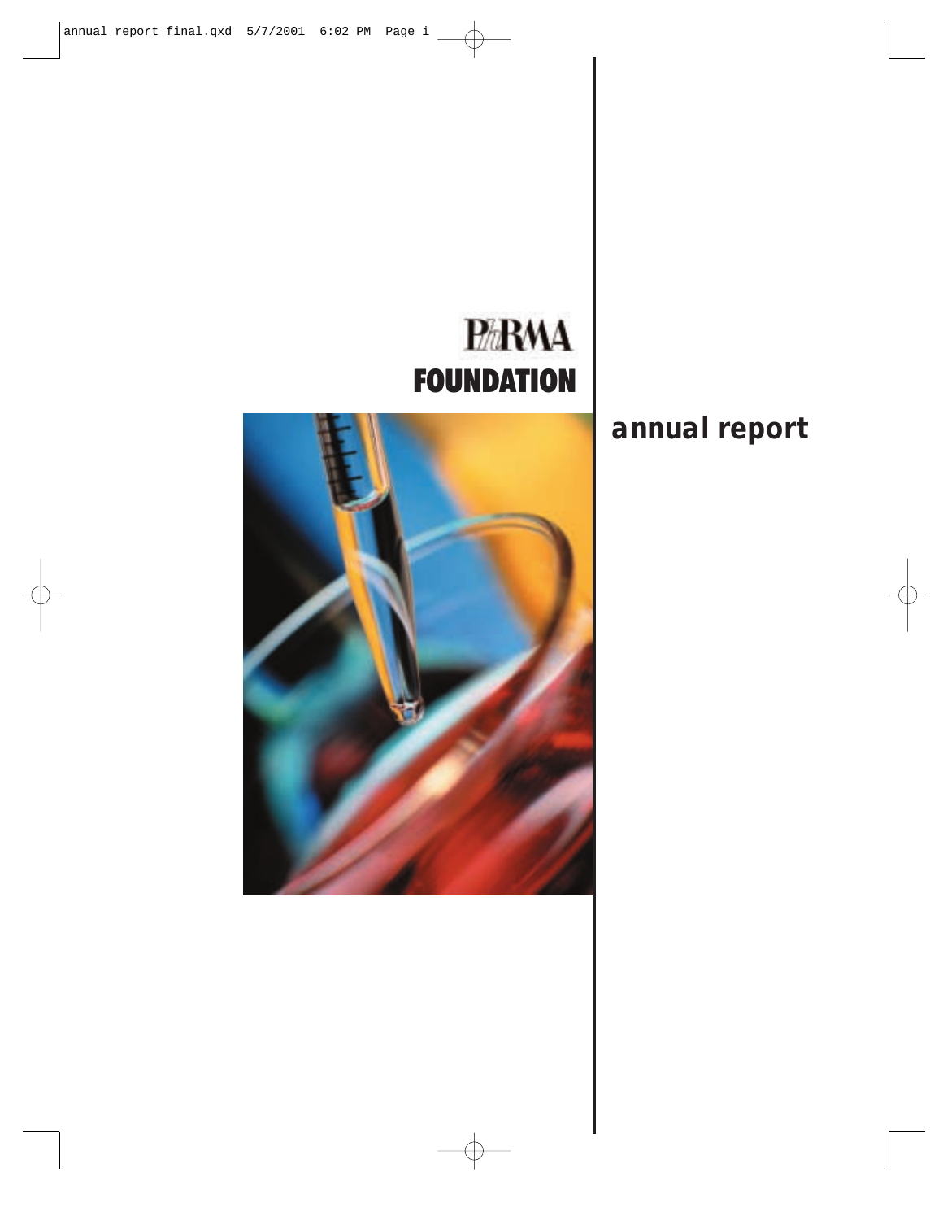# PhRMA FOUNDATION

## annual report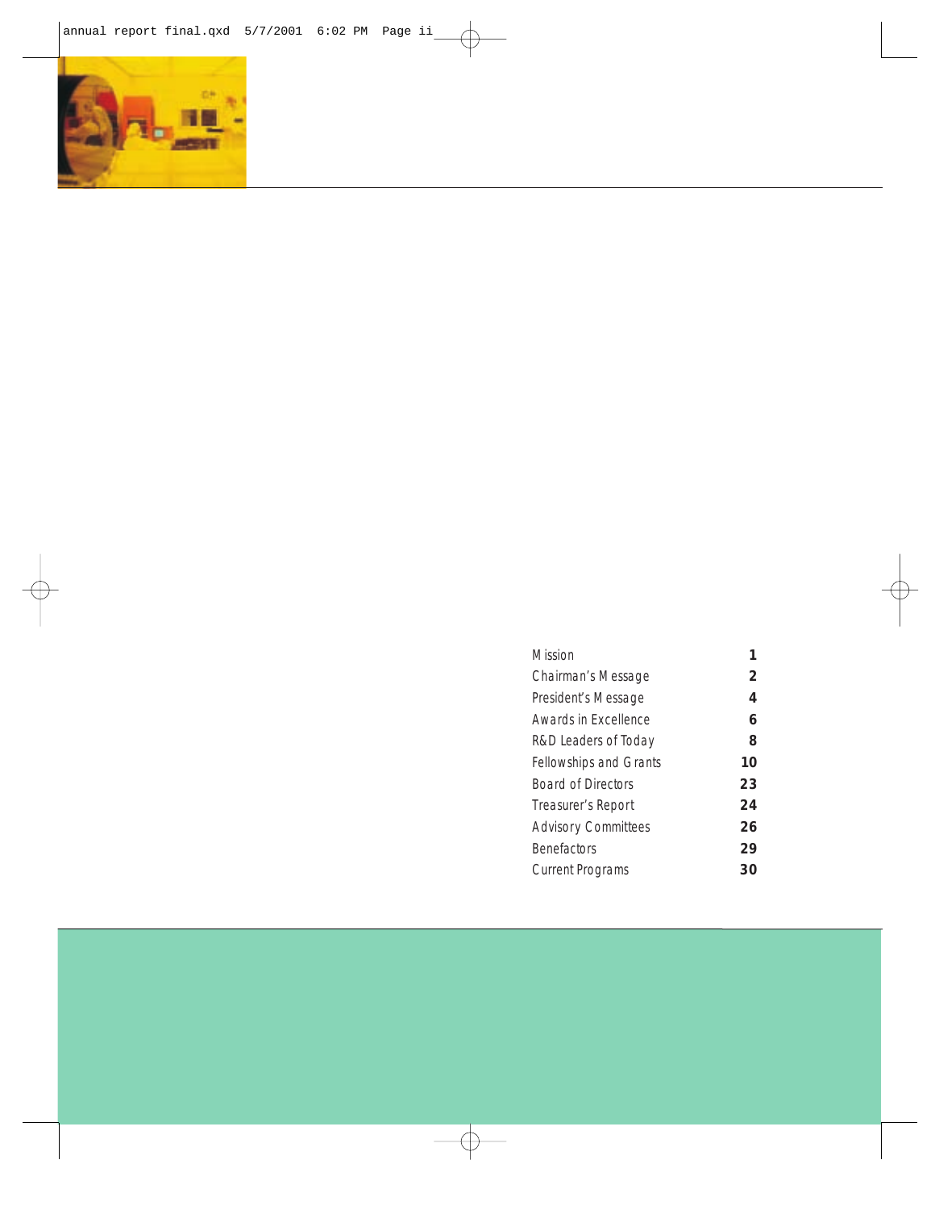| | |
|---|---|
| Mission | **1** |
| Chairman's Message | **2** |
| President's Message | **4** |
| Awards in Excellence | **6** |
| R&D Leaders of Today | **8** |
| Fellowships and Grants | **10** |
| Board of Directors | **23** |
| Treasurer's Report | **24** |
| Advisory Committees | **26** |
| Benefactors | **29** |
| Current Programs | **30** |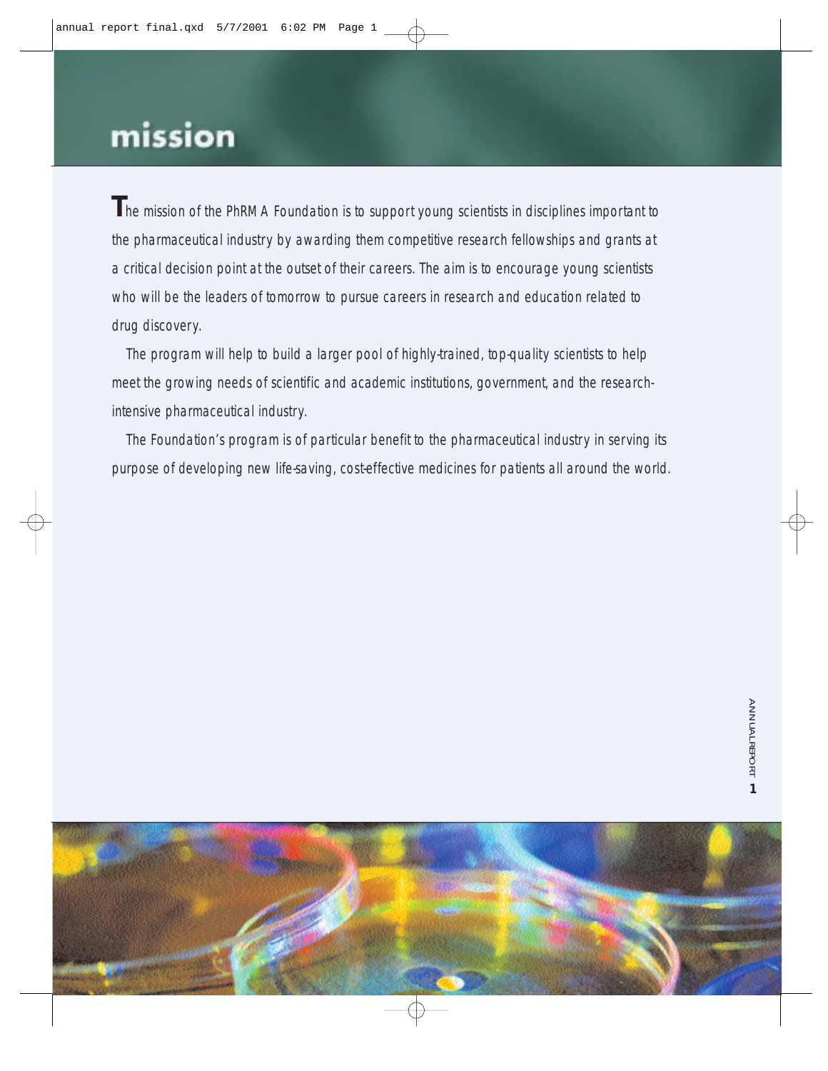# mission

The mission of the PhRMA Foundation is to support young scientists in disciplines important to the pharmaceutical industry by awarding them competitive research fellowships and grants at a critical decision point at the outset of their careers. The aim is to encourage young scientists who will be the leaders of tomorrow to pursue careers in research and education related to drug discovery.

The program will help to build a larger pool of highly-trained, top-quality scientists to help meet the growing needs of scientific and academic institutions, government, and the research-intensive pharmaceutical industry.

The Foundation's program is of particular benefit to the pharmaceutical industry in serving its purpose of developing new life-saving, cost-effective medicines for patients all around the world.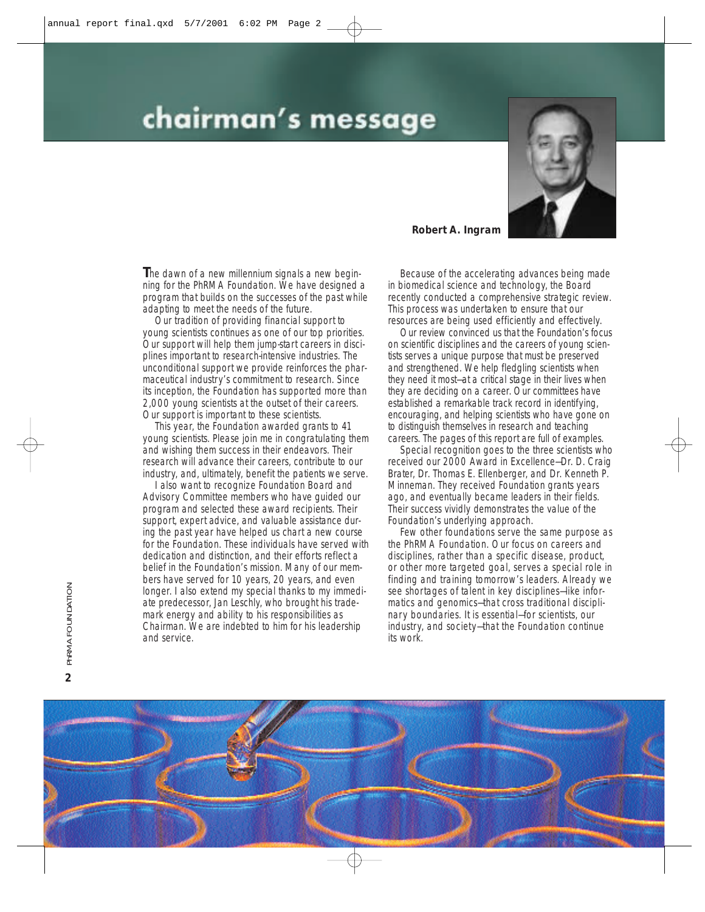# chairman's message

**Robert A. Ingram**

The dawn of a new millennium signals a new beginning for the PhRMA Foundation. We have designed a program that builds on the successes of the past while adapting to meet the needs of the future.

Our tradition of providing financial support to young scientists continues as one of our top priorities. Our support will help them jump-start careers in disciplines important to research-intensive industries. The unconditional support we provide reinforces the pharmaceutical industry's commitment to research. Since its inception, the Foundation has supported more than 2,000 young scientists at the outset of their careers. Our support is important to these scientists.

This year, the Foundation awarded grants to 41 young scientists. Please join me in congratulating them and wishing them success in their endeavors. Their research will advance their careers, contribute to our industry, and, ultimately, benefit the patients we serve.

I also want to recognize Foundation Board and Advisory Committee members who have guided our program and selected these award recipients. Their support, expert advice, and valuable assistance during the past year have helped us chart a new course for the Foundation. These individuals have served with dedication and distinction, and their efforts reflect a belief in the Foundation's mission. Many of our members have served for 10 years, 20 years, and even longer. I also extend my special thanks to my immediate predecessor, Jan Leschly, who brought his trademark energy and ability to his responsibilities as Chairman. We are indebted to him for his leadership and service.

Because of the accelerating advances being made in biomedical science and technology, the Board recently conducted a comprehensive strategic review. This process was undertaken to ensure that our resources are being used efficiently and effectively.

Our review convinced us that the Foundation's focus on scientific disciplines and the careers of young scientists serves a unique purpose that must be preserved and strengthened. We help fledgling scientists when they need it most—at a critical stage in their lives when they are deciding on a career. Our committees have established a remarkable track record in identifying, encouraging, and helping scientists who have gone on to distinguish themselves in research and teaching careers. The pages of this report are full of examples.

Special recognition goes to the three scientists who received our 2000 Award in Excellence—Dr. D. Craig Brater, Dr. Thomas E. Ellenberger, and Dr. Kenneth P. Minneman. They received Foundation grants years ago, and eventually became leaders in their fields. Their success vividly demonstrates the value of the Foundation's underlying approach.

Few other foundations serve the same purpose as the PhRMA Foundation. Our focus on careers and disciplines, rather than a specific disease, product, or other more targeted goal, serves a special role in finding and training tomorrow's leaders. Already we see shortages of talent in key disciplines—like informatics and genomics—that cross traditional disciplinary boundaries. It is essential—for scientists, our industry, and society—that the Foundation continue its work.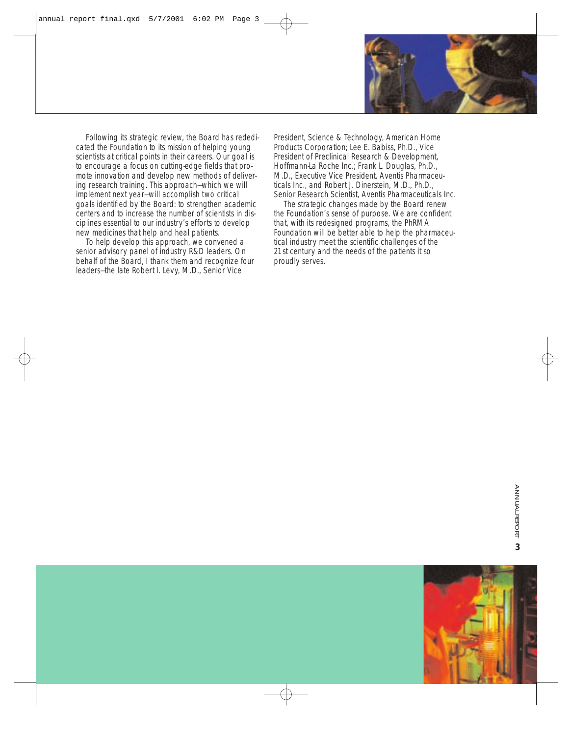Following its strategic review, the Board has rededicated the Foundation to its mission of helping young scientists at critical points in their careers. Our goal is to encourage a focus on cutting-edge fields that promote innovation and develop new methods of delivering research training. This approach—which we will implement next year—will accomplish two critical goals identified by the Board: to strengthen academic centers and to increase the number of scientists in disciplines essential to our industry's efforts to develop new medicines that help and heal patients.

To help develop this approach, we convened a senior advisory panel of industry R&D leaders. On behalf of the Board, I thank them and recognize four leaders—the late Robert I. Levy, M.D., Senior Vice President, Science & Technology, American Home Products Corporation; Lee E. Babiss, Ph.D., Vice President of Preclinical Research & Development, Hoffmann-La Roche Inc.; Frank L. Douglas, Ph.D., M.D., Executive Vice President, Aventis Pharmaceuticals Inc., and Robert J. Dinerstein, M.D., Ph.D., Senior Research Scientist, Aventis Pharmaceuticals Inc.

The strategic changes made by the Board renew the Foundation's sense of purpose. We are confident that, with its redesigned programs, the PhRMA Foundation will be better able to help the pharmaceutical industry meet the scientific challenges of the 21st century and the needs of the patients it so proudly serves.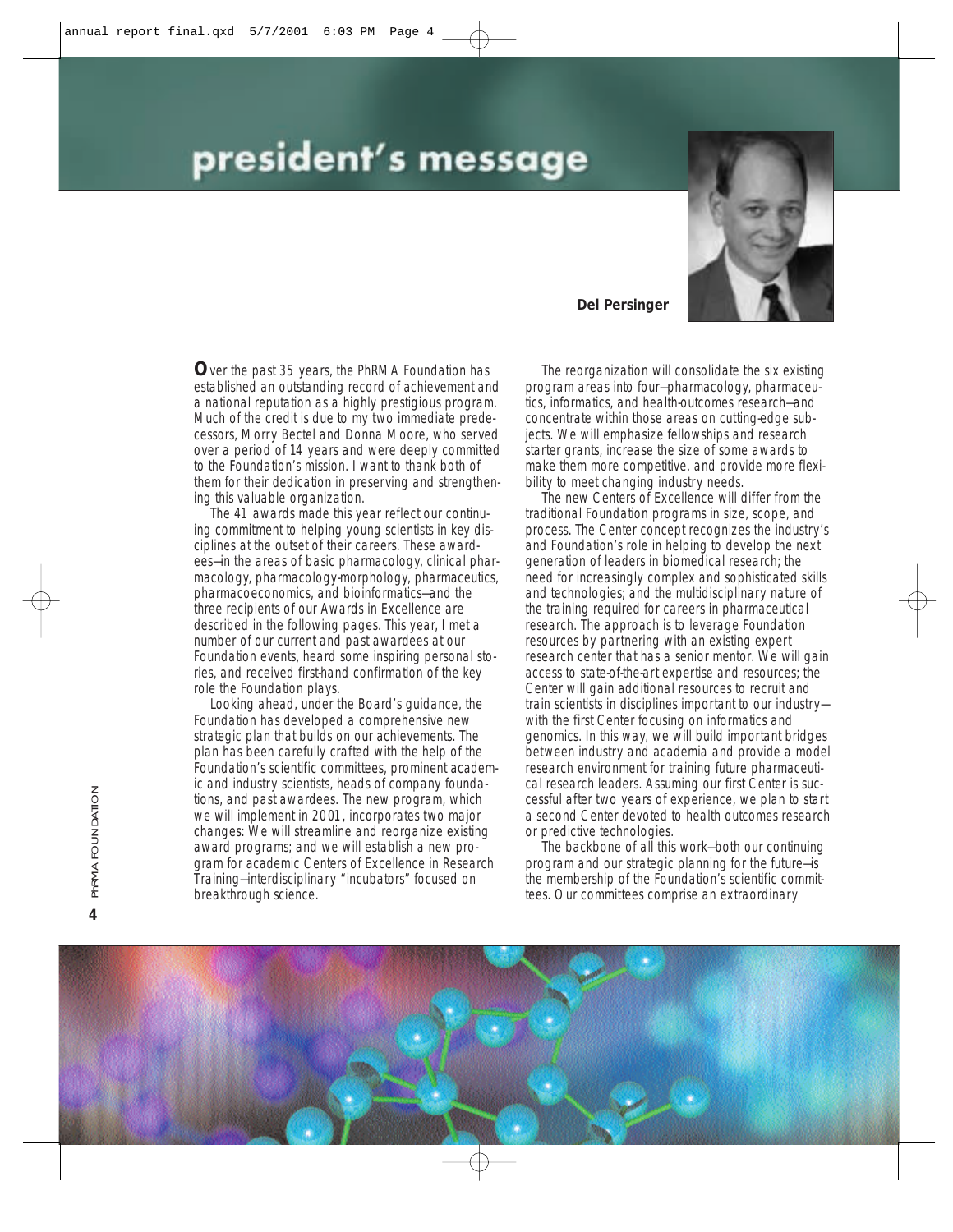# president's message

**Del Persinger**

Over the past 35 years, the PhRMA Foundation has established an outstanding record of achievement and a national reputation as a highly prestigious program. Much of the credit is due to my two immediate predecessors, Morry Bectel and Donna Moore, who served over a period of 14 years and were deeply committed to the Foundation's mission. I want to thank both of them for their dedication in preserving and strengthening this valuable organization.

The 41 awards made this year reflect our continuing commitment to helping young scientists in key disciplines at the outset of their careers. These awardees—in the areas of basic pharmacology, clinical pharmacology, pharmacology-morphology, pharmaceutics, pharmacoeconomics, and bioinformatics—and the three recipients of our Awards in Excellence are described in the following pages. This year, I met a number of our current and past awardees at our Foundation events, heard some inspiring personal stories, and received first-hand confirmation of the key role the Foundation plays.

Looking ahead, under the Board's guidance, the Foundation has developed a comprehensive new strategic plan that builds on our achievements. The plan has been carefully crafted with the help of the Foundation's scientific committees, prominent academic and industry scientists, heads of company foundations, and past awardees. The new program, which we will implement in 2001, incorporates two major changes: We will streamline and reorganize existing award programs; and we will establish a new program for academic Centers of Excellence in Research Training—interdisciplinary "incubators" focused on breakthrough science.

The reorganization will consolidate the six existing program areas into four—pharmacology, pharmaceutics, informatics, and health-outcomes research—and concentrate within those areas on cutting-edge subjects. We will emphasize fellowships and research starter grants, increase the size of some awards to make them more competitive, and provide more flexibility to meet changing industry needs.

The new Centers of Excellence will differ from the traditional Foundation programs in size, scope, and process. The Center concept recognizes the industry's and Foundation's role in helping to develop the next generation of leaders in biomedical research; the need for increasingly complex and sophisticated skills and technologies; and the multidisciplinary nature of the training required for careers in pharmaceutical research. The approach is to leverage Foundation resources by partnering with an existing expert research center that has a senior mentor. We will gain access to state-of-the-art expertise and resources; the Center will gain additional resources to recruit and train scientists in disciplines important to our industry—with the first Center focusing on informatics and genomics. In this way, we will build important bridges between industry and academia and provide a model research environment for training future pharmaceutical research leaders. Assuming our first Center is successful after two years of experience, we plan to start a second Center devoted to health outcomes research or predictive technologies.

The backbone of all this work—both our continuing program and our strategic planning for the future—is the membership of the Foundation's scientific committees. Our committees comprise an extraordinary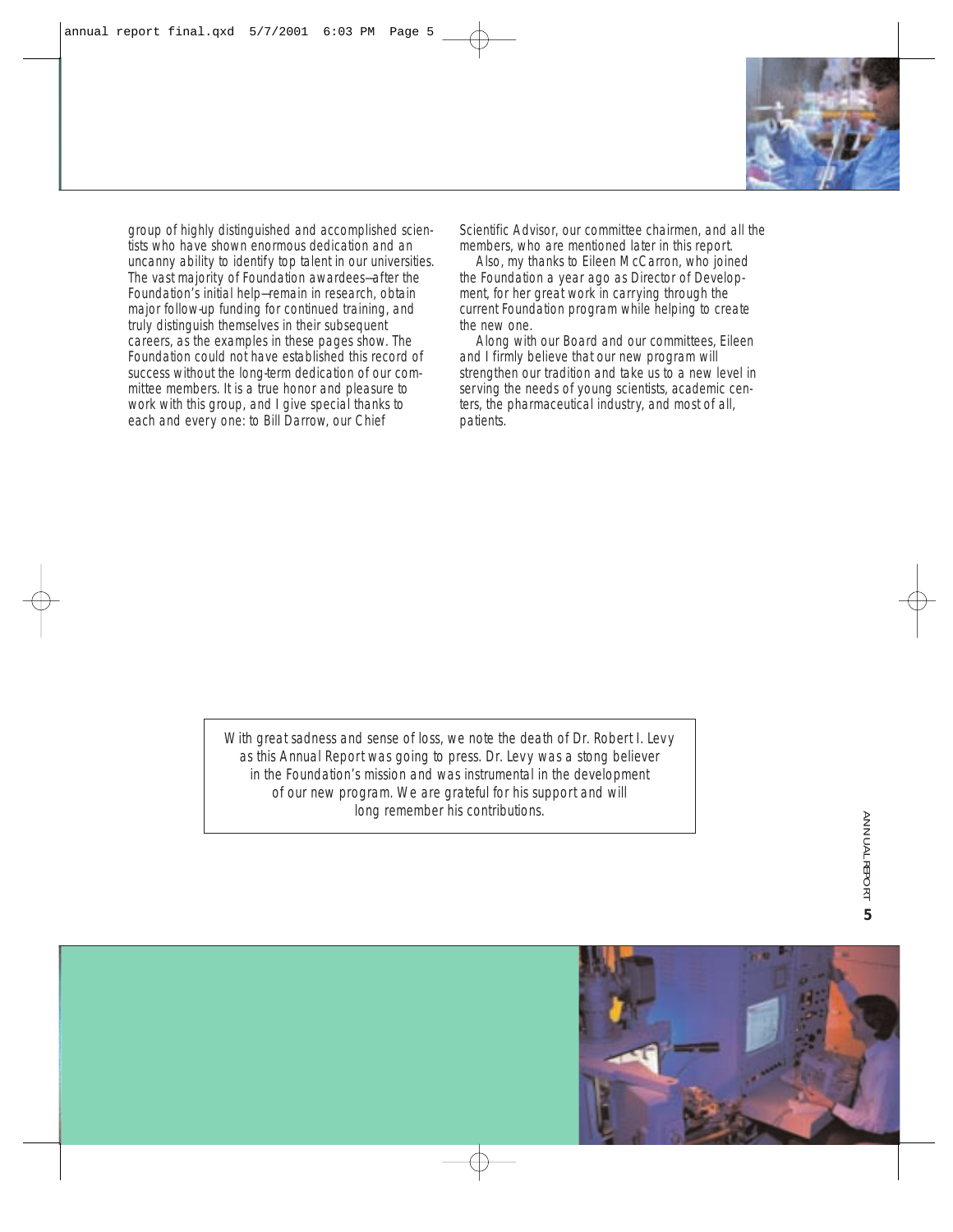group of highly distinguished and accomplished scientists who have shown enormous dedication and an uncanny ability to identify top talent in our universities. The vast majority of Foundation awardees—after the Foundation's initial help—remain in research, obtain major follow-up funding for continued training, and truly distinguish themselves in their subsequent careers, as the examples in these pages show. The Foundation could not have established this record of success without the long-term dedication of our committee members. It is a true honor and pleasure to work with this group, and I give special thanks to each and every one: to Bill Darrow, our Chief Scientific Advisor, our committee chairmen, and all the members, who are mentioned later in this report.

Also, my thanks to Eileen McCarron, who joined the Foundation a year ago as Director of Development, for her great work in carrying through the current Foundation program while helping to create the new one.

Along with our Board and our committees, Eileen and I firmly believe that our new program will strengthen our tradition and take us to a new level in serving the needs of young scientists, academic centers, the pharmaceutical industry, and most of all, patients.

*With great sadness and sense of loss, we note the death of Dr. Robert I. Levy as this Annual Report was going to press. Dr. Levy was a stong believer in the Foundation's mission and was instrumental in the development of our new program. We are grateful for his support and will long remember his contributions.*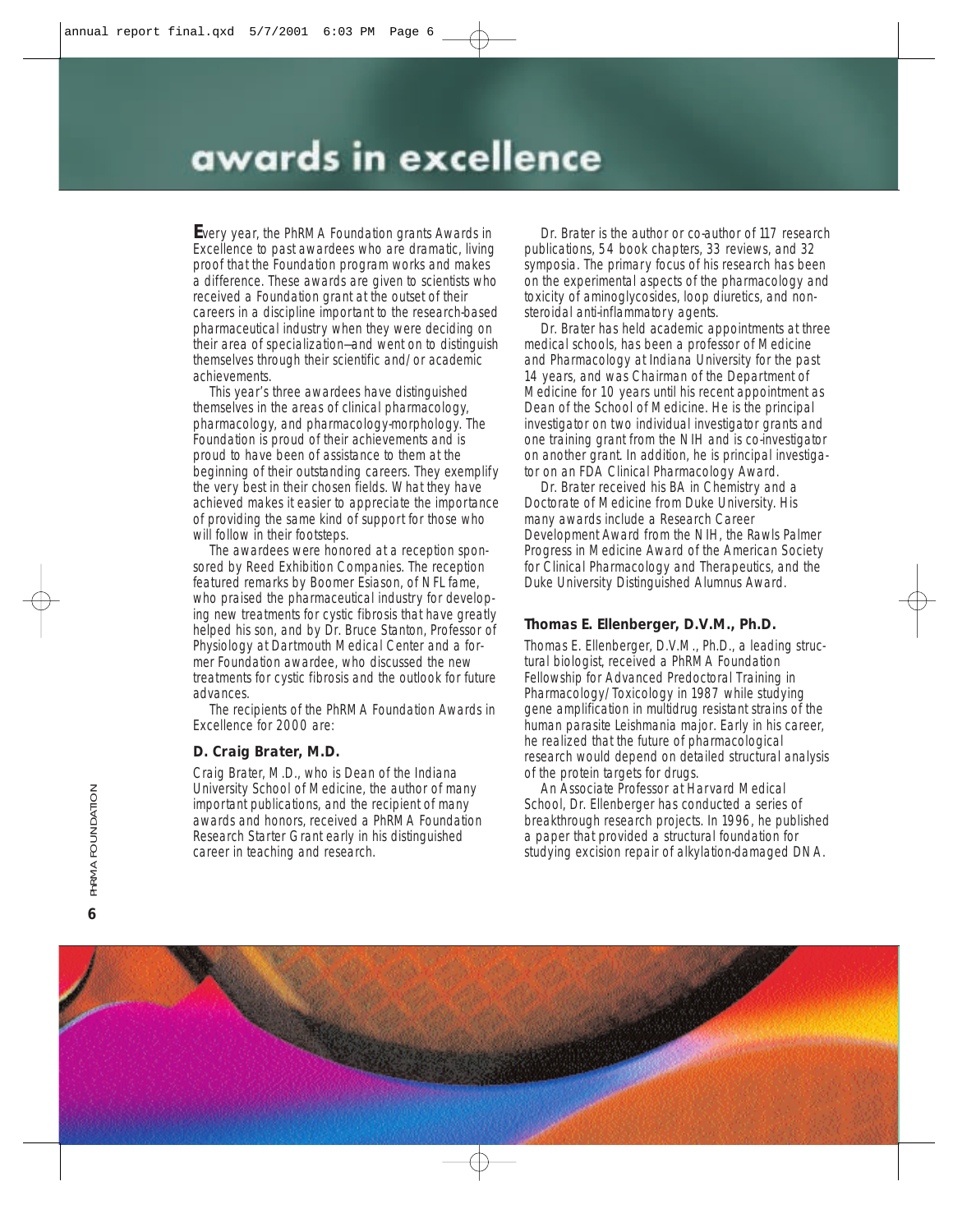# awards in excellence

**E**very year, the PhRMA Foundation grants Awards in Excellence to past awardees who are dramatic, living proof that the Foundation program works and makes a difference. These awards are given to scientists who received a Foundation grant at the outset of their careers in a discipline important to the research-based pharmaceutical industry when they were deciding on their area of specialization—and went on to distinguish themselves through their scientific and/or academic achievements.

This year's three awardees have distinguished themselves in the areas of clinical pharmacology, pharmacology, and pharmacology-morphology. The Foundation is proud of their achievements and is proud to have been of assistance to them at the beginning of their outstanding careers. They exemplify the very best in their chosen fields. What they have achieved makes it easier to appreciate the importance of providing the same kind of support for those who will follow in their footsteps.

The awardees were honored at a reception sponsored by Reed Exhibition Companies. The reception featured remarks by Boomer Esiason, of NFL fame, who praised the pharmaceutical industry for developing new treatments for cystic fibrosis that have greatly helped his son, and by Dr. Bruce Stanton, Professor of Physiology at Dartmouth Medical Center and a former Foundation awardee, who discussed the new treatments for cystic fibrosis and the outlook for future advances.

The recipients of the PhRMA Foundation Awards in Excellence for 2000 are:

### D. Craig Brater, M.D.

Craig Brater, M.D., who is Dean of the Indiana University School of Medicine, the author of many important publications, and the recipient of many awards and honors, received a PhRMA Foundation Research Starter Grant early in his distinguished career in teaching and research.

Dr. Brater is the author or co-author of 117 research publications, 54 book chapters, 33 reviews, and 32 symposia. The primary focus of his research has been on the experimental aspects of the pharmacology and toxicity of aminoglycosides, loop diuretics, and non-steroidal anti-inflammatory agents.

Dr. Brater has held academic appointments at three medical schools, has been a professor of Medicine and Pharmacology at Indiana University for the past 14 years, and was Chairman of the Department of Medicine for 10 years until his recent appointment as Dean of the School of Medicine. He is the principal investigator on two individual investigator grants and one training grant from the NIH and is co-investigator on another grant. In addition, he is principal investigator on an FDA Clinical Pharmacology Award.

Dr. Brater received his BA in Chemistry and a Doctorate of Medicine from Duke University. His many awards include a Research Career Development Award from the NIH, the Rawls Palmer Progress in Medicine Award of the American Society for Clinical Pharmacology and Therapeutics, and the Duke University Distinguished Alumnus Award.

### Thomas E. Ellenberger, D.V.M., Ph.D.

Thomas E. Ellenberger, D.V.M., Ph.D., a leading structural biologist, received a PhRMA Foundation Fellowship for Advanced Predoctoral Training in Pharmacology/Toxicology in 1987 while studying gene amplification in multidrug resistant strains of the human parasite Leishmania major. Early in his career, he realized that the future of pharmacological research would depend on detailed structural analysis of the protein targets for drugs.

An Associate Professor at Harvard Medical School, Dr. Ellenberger has conducted a series of breakthrough research projects. In 1996, he published a paper that provided a structural foundation for studying excision repair of alkylation-damaged DNA.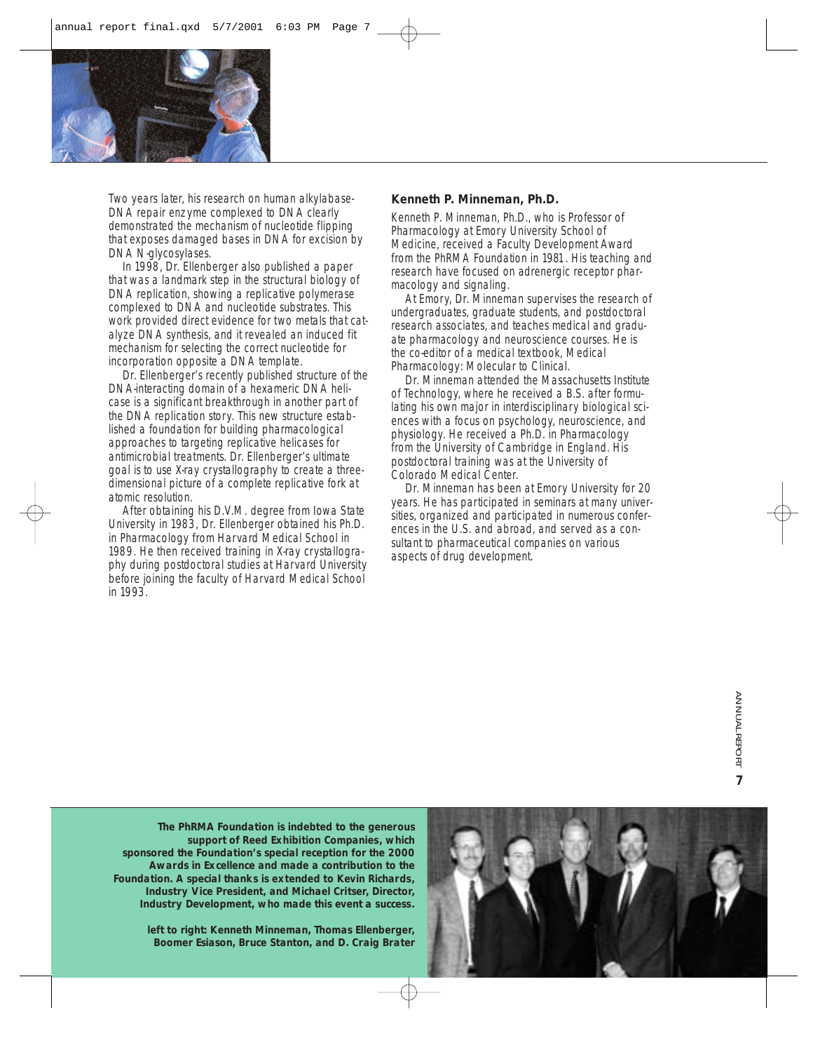Two years later, his research on human alkylabase-DNA repair enzyme complexed to DNA clearly demonstrated the mechanism of nucleotide flipping that exposes damaged bases in DNA for excision by DNA N-glycosylases.

In 1998, Dr. Ellenberger also published a paper that was a landmark step in the structural biology of DNA replication, showing a replicative polymerase complexed to DNA and nucleotide substrates. This work provided direct evidence for two metals that catalyze DNA synthesis, and it revealed an induced fit mechanism for selecting the correct nucleotide for incorporation opposite a DNA template.

Dr. Ellenberger's recently published structure of the DNA-interacting domain of a hexameric DNA helicase is a significant breakthrough in another part of the DNA replication story. This new structure established a foundation for building pharmacological approaches to targeting replicative helicases for antimicrobial treatments. Dr. Ellenberger's ultimate goal is to use X-ray crystallography to create a three-dimensional picture of a complete replicative fork at atomic resolution.

After obtaining his D.V.M. degree from Iowa State University in 1983, Dr. Ellenberger obtained his Ph.D. in Pharmacology from Harvard Medical School in 1989. He then received training in X-ray crystallography during postdoctoral studies at Harvard University before joining the faculty of Harvard Medical School in 1993.

### Kenneth P. Minneman, Ph.D.

Kenneth P. Minneman, Ph.D., who is Professor of Pharmacology at Emory University School of Medicine, received a Faculty Development Award from the PhRMA Foundation in 1981. His teaching and research have focused on adrenergic receptor pharmacology and signaling.

At Emory, Dr. Minneman supervises the research of undergraduates, graduate students, and postdoctoral research associates, and teaches medical and graduate pharmacology and neuroscience courses. He is the co-editor of a medical textbook, *Medical Pharmacology: Molecular to Clinical*.

Dr. Minneman attended the Massachusetts Institute of Technology, where he received a B.S. after formulating his own major in interdisciplinary biological sciences with a focus on psychology, neuroscience, and physiology. He received a Ph.D. in Pharmacology from the University of Cambridge in England. His postdoctoral training was at the University of Colorado Medical Center.

Dr. Minneman has been at Emory University for 20 years. He has participated in seminars at many universities, organized and participated in numerous conferences in the U.S. and abroad, and served as a consultant to pharmaceutical companies on various aspects of drug development.

**The PhRMA Foundation is indebted to the generous support of Reed Exhibition Companies, which sponsored the Foundation's special reception for the 2000 Awards in Excellence and made a contribution to the Foundation. A special thanks is extended to Kevin Richards, Industry Vice President, and Michael Critser, Director, Industry Development, who made this event a success.**

**left to right: Kenneth Minneman, Thomas Ellenberger, Boomer Esiason, Bruce Stanton, and D. Craig Brater**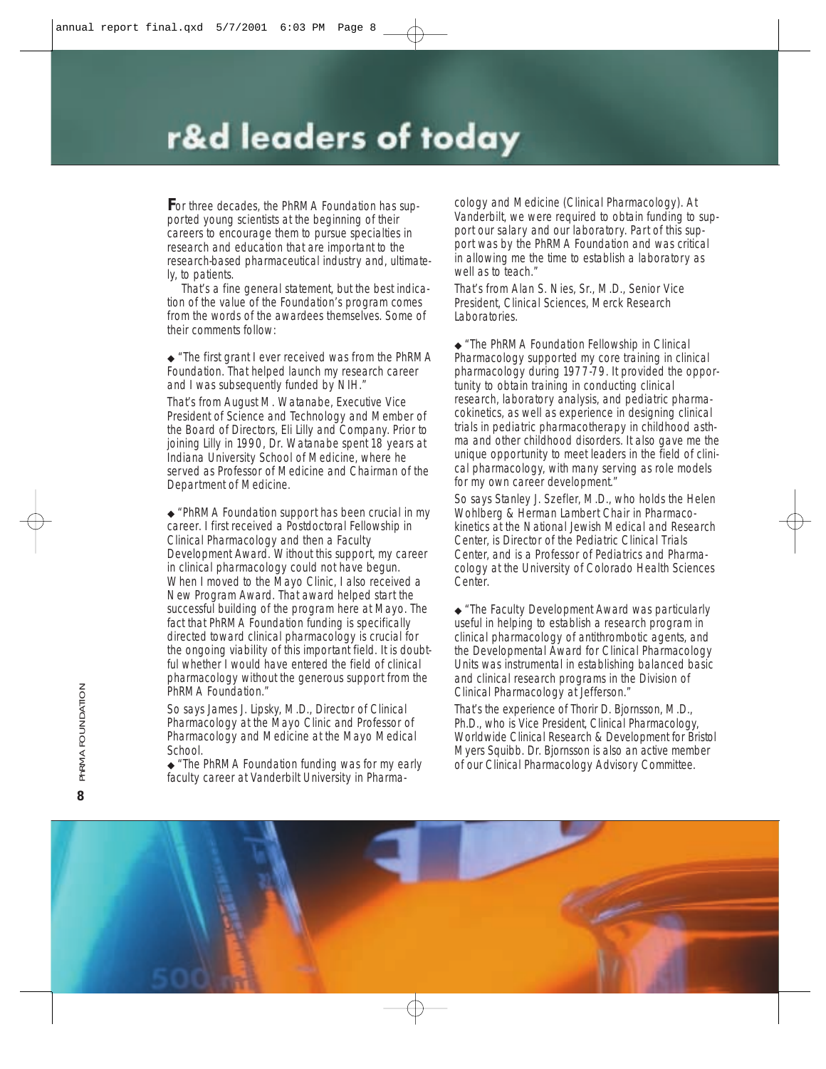# r&d leaders of today

**F**or three decades, the PhRMA Foundation has supported young scientists at the beginning of their careers to encourage them to pursue specialties in research and education that are important to the research-based pharmaceutical industry and, ultimately, to patients.

That's a fine general statement, but the best indication of the value of the Foundation's program comes from the words of the awardees themselves. Some of their comments follow:

◆ "The first grant I ever received was from the PhRMA Foundation. That helped launch my research career and I was subsequently funded by NIH."

That's from August M. Watanabe, Executive Vice President of Science and Technology and Member of the Board of Directors, Eli Lilly and Company. Prior to joining Lilly in 1990, Dr. Watanabe spent 18 years at Indiana University School of Medicine, where he served as Professor of Medicine and Chairman of the Department of Medicine.

◆ "PhRMA Foundation support has been crucial in my career. I first received a Postdoctoral Fellowship in Clinical Pharmacology and then a Faculty Development Award. Without this support, my career in clinical pharmacology could not have begun. When I moved to the Mayo Clinic, I also received a New Program Award. That award helped start the successful building of the program here at Mayo. The fact that PhRMA Foundation funding is specifically directed toward clinical pharmacology is crucial for the ongoing viability of this important field. It is doubtful whether I would have entered the field of clinical pharmacology without the generous support from the PhRMA Foundation."

So says James J. Lipsky, M.D., Director of Clinical Pharmacology at the Mayo Clinic and Professor of Pharmacology and Medicine at the Mayo Medical School.

◆ "The PhRMA Foundation funding was for my early faculty career at Vanderbilt University in Pharmacology and Medicine (Clinical Pharmacology). At Vanderbilt, we were required to obtain funding to support our salary and our laboratory. Part of this support was by the PhRMA Foundation and was critical in allowing me the time to establish a laboratory as well as to teach."

That's from Alan S. Nies, Sr., M.D., Senior Vice President, Clinical Sciences, Merck Research Laboratories.

◆ "The PhRMA Foundation Fellowship in Clinical Pharmacology supported my core training in clinical pharmacology during 1977-79. It provided the opportunity to obtain training in conducting clinical research, laboratory analysis, and pediatric pharmacokinetics, as well as experience in designing clinical trials in pediatric pharmacotherapy in childhood asthma and other childhood disorders. It also gave me the unique opportunity to meet leaders in the field of clinical pharmacology, with many serving as role models for my own career development."

So says Stanley J. Szefler, M.D., who holds the Helen Wohlberg & Herman Lambert Chair in Pharmacokinetics at the National Jewish Medical and Research Center, is Director of the Pediatric Clinical Trials Center, and is a Professor of Pediatrics and Pharmacology at the University of Colorado Health Sciences Center.

◆ "The Faculty Development Award was particularly useful in helping to establish a research program in clinical pharmacology of antithrombotic agents, and the Developmental Award for Clinical Pharmacology Units was instrumental in establishing balanced basic and clinical research programs in the Division of Clinical Pharmacology at Jefferson."

That's the experience of Thorir D. Bjornsson, M.D., Ph.D., who is Vice President, Clinical Pharmacology, Worldwide Clinical Research & Development for Bristol Myers Squibb. Dr. Bjornsson is also an active member of our Clinical Pharmacology Advisory Committee.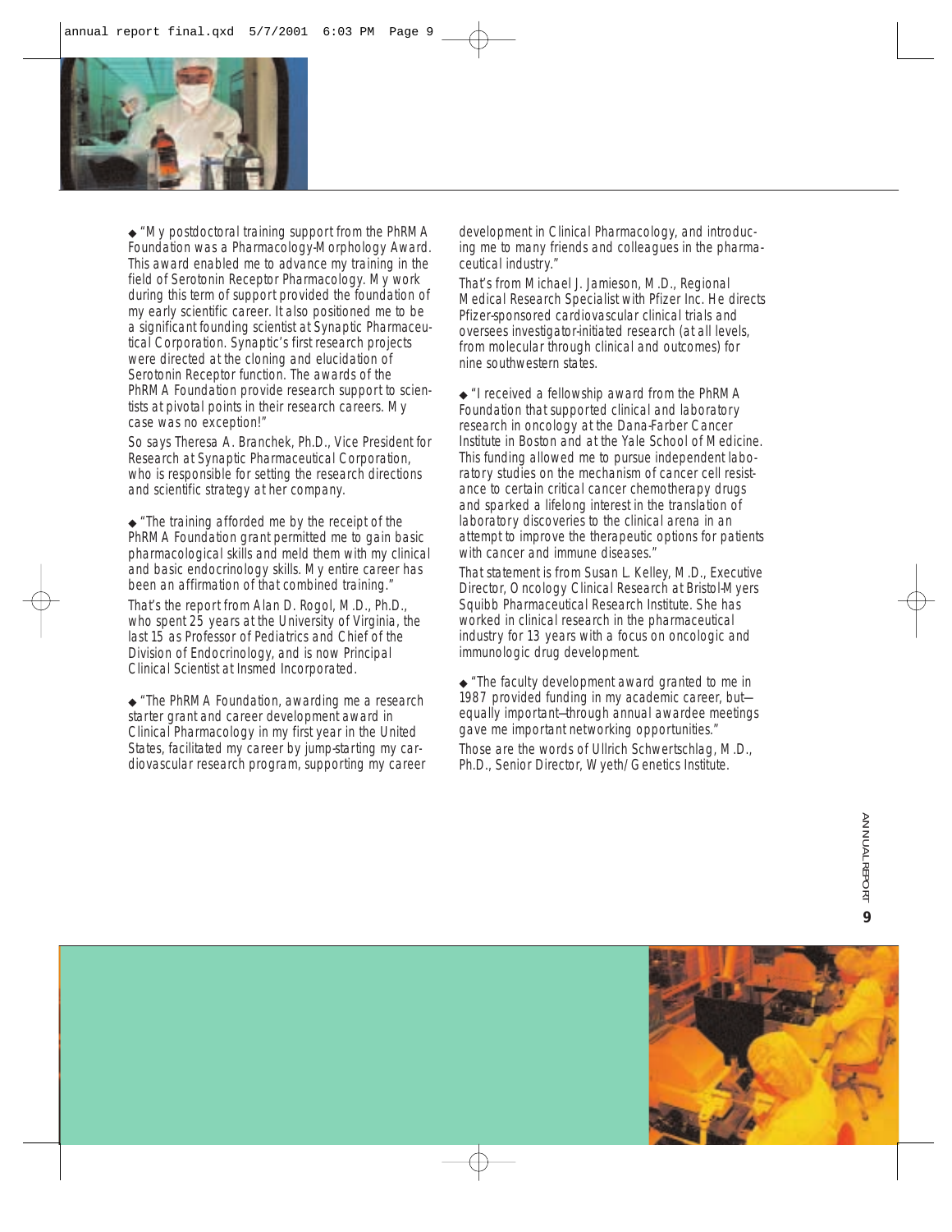◆ "My postdoctoral training support from the PhRMA Foundation was a Pharmacology-Morphology Award. This award enabled me to advance my training in the field of Serotonin Receptor Pharmacology. My work during this term of support provided the foundation of my early scientific career. It also positioned me to be a significant founding scientist at Synaptic Pharmaceutical Corporation. Synaptic's first research projects were directed at the cloning and elucidation of Serotonin Receptor function. The awards of the PhRMA Foundation provide research support to scientists at pivotal points in their research careers. My case was no exception!"

So says Theresa A. Branchek, Ph.D., Vice President for Research at Synaptic Pharmaceutical Corporation, who is responsible for setting the research directions and scientific strategy at her company.

◆ "The training afforded me by the receipt of the PhRMA Foundation grant permitted me to gain basic pharmacological skills and meld them with my clinical and basic endocrinology skills. My entire career has been an affirmation of that combined training."

That's the report from Alan D. Rogol, M.D., Ph.D., who spent 25 years at the University of Virginia, the last 15 as Professor of Pediatrics and Chief of the Division of Endocrinology, and is now Principal Clinical Scientist at Insmed Incorporated.

◆ "The PhRMA Foundation, awarding me a research starter grant and career development award in Clinical Pharmacology in my first year in the United States, facilitated my career by jump-starting my cardiovascular research program, supporting my career development in Clinical Pharmacology, and introducing me to many friends and colleagues in the pharmaceutical industry."

That's from Michael J. Jamieson, M.D., Regional Medical Research Specialist with Pfizer Inc. He directs Pfizer-sponsored cardiovascular clinical trials and oversees investigator-initiated research (at all levels, from molecular through clinical and outcomes) for nine southwestern states.

◆ "I received a fellowship award from the PhRMA Foundation that supported clinical and laboratory research in oncology at the Dana-Farber Cancer Institute in Boston and at the Yale School of Medicine. This funding allowed me to pursue independent laboratory studies on the mechanism of cancer cell resistance to certain critical cancer chemotherapy drugs and sparked a lifelong interest in the translation of laboratory discoveries to the clinical arena in an attempt to improve the therapeutic options for patients with cancer and immune diseases."

That statement is from Susan L. Kelley, M.D., Executive Director, Oncology Clinical Research at Bristol-Myers Squibb Pharmaceutical Research Institute. She has worked in clinical research in the pharmaceutical industry for 13 years with a focus on oncologic and immunologic drug development.

◆ "The faculty development award granted to me in 1987 provided funding in my academic career, but—equally important—through annual awardee meetings gave me important networking opportunities."

Those are the words of Ullrich Schwertschlag, M.D., Ph.D., Senior Director, Wyeth/Genetics Institute.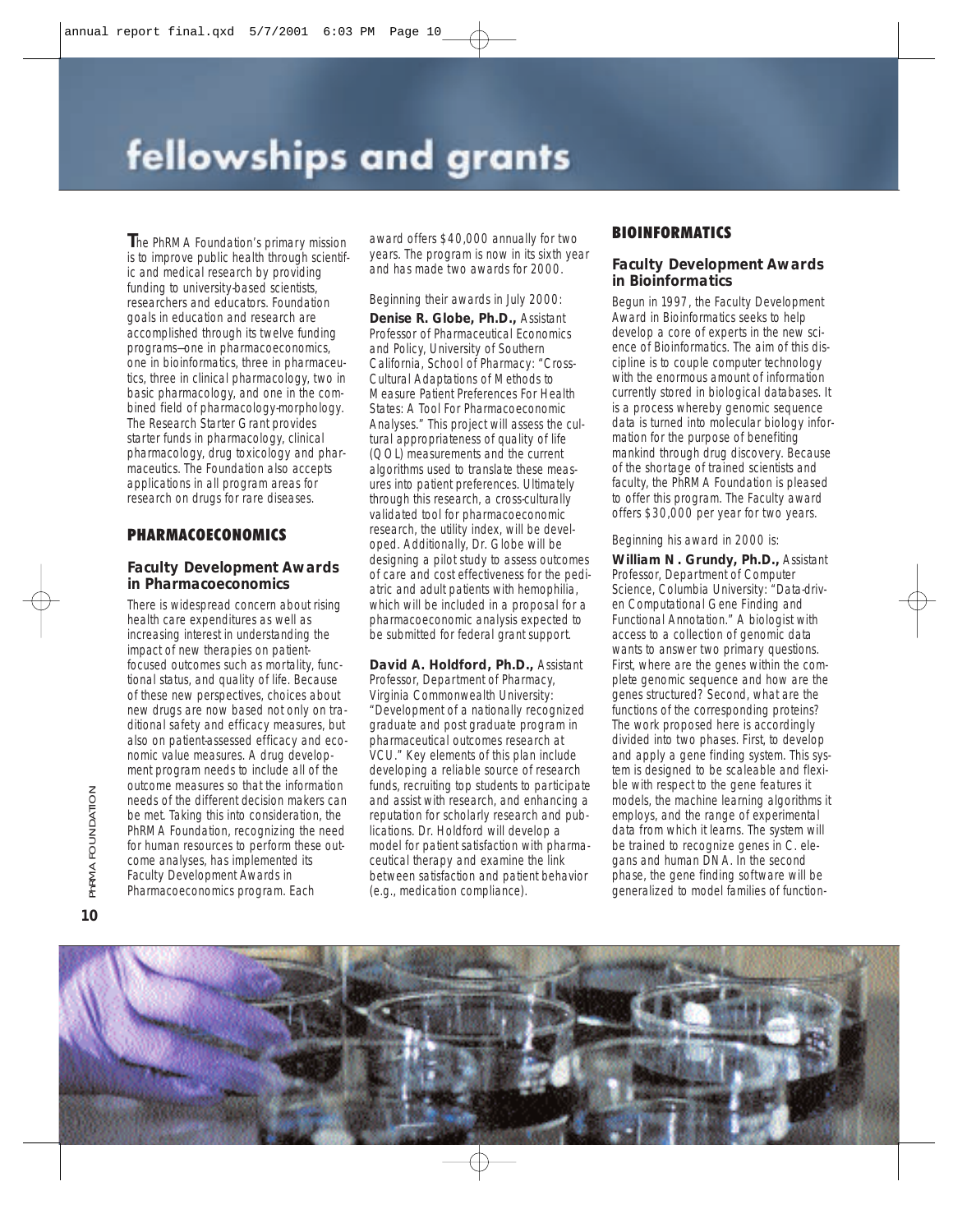# fellowships and grants

**T**he PhRMA Foundation's primary mission is to improve public health through scientific and medical research by providing funding to university-based scientists, researchers and educators. Foundation goals in education and research are accomplished through its twelve funding programs—one in pharmacoeconomics, one in bioinformatics, three in pharmaceutics, three in clinical pharmacology, two in basic pharmacology, and one in the combined field of pharmacology-morphology. The Research Starter Grant provides starter funds in pharmacology, clinical pharmacology, drug toxicology and pharmaceutics. The Foundation also accepts applications in all program areas for research on drugs for rare diseases.

## PHARMACOECONOMICS

### Faculty Development Awards in Pharmacoeconomics

There is widespread concern about rising health care expenditures as well as increasing interest in understanding the impact of new therapies on patient-focused outcomes such as mortality, functional status, and quality of life. Because of these new perspectives, choices about new drugs are now based not only on traditional safety and efficacy measures, but also on patient-assessed efficacy and economic value measures. A drug development program needs to include all of the outcome measures so that the information needs of the different decision makers can be met. Taking this into consideration, the PhRMA Foundation, recognizing the need for human resources to perform these outcome analyses, has implemented its Faculty Development Awards in Pharmacoeconomics program. Each award offers $40,000 annually for two years. The program is now in its sixth year and has made two awards for 2000.

Beginning their awards in July 2000:

**Denise R. Globe, Ph.D.,** Assistant Professor of Pharmaceutical Economics and Policy, University of Southern California, School of Pharmacy: "Cross-Cultural Adaptations of Methods to Measure Patient Preferences For Health States: A Tool For Pharmacoeconomic Analyses." This project will assess the cultural appropriateness of quality of life (QOL) measurements and the current algorithms used to translate these measures into patient preferences. Ultimately through this research, a cross-culturally validated tool for pharmacoeconomic research, the utility index, will be developed. Additionally, Dr. Globe will be designing a pilot study to assess outcomes of care and cost effectiveness for the pediatric and adult patients with hemophilia, which will be included in a proposal for a pharmacoeconomic analysis expected to be submitted for federal grant support.

**David A. Holdford, Ph.D.,** Assistant Professor, Department of Pharmacy, Virginia Commonwealth University: "Development of a nationally recognized graduate and post graduate program in pharmaceutical outcomes research at VCU." Key elements of this plan include developing a reliable source of research funds, recruiting top students to participate and assist with research, and enhancing a reputation for scholarly research and publications. Dr. Holdford will develop a model for patient satisfaction with pharmaceutical therapy and examine the link between satisfaction and patient behavior (e.g., medication compliance).

## BIOINFORMATICS

### Faculty Development Awards in Bioinformatics

Begun in 1997, the Faculty Development Award in Bioinformatics seeks to help develop a core of experts in the new science of Bioinformatics. The aim of this discipline is to couple computer technology with the enormous amount of information currently stored in biological databases. It is a process whereby genomic sequence data is turned into molecular biology information for the purpose of benefiting mankind through drug discovery. Because of the shortage of trained scientists and faculty, the PhRMA Foundation is pleased to offer this program. The Faculty award offers $30,000 per year for two years.

Beginning his award in 2000 is:

**William N. Grundy, Ph.D.,** Assistant Professor, Department of Computer Science, Columbia University: "Data-driven Computational Gene Finding and Functional Annotation." A biologist with access to a collection of genomic data wants to answer two primary questions. First, where are the genes within the complete genomic sequence and how are the genes structured? Second, what are the functions of the corresponding proteins? The work proposed here is accordingly divided into two phases. First, to develop and apply a gene finding system. This system is designed to be scaleable and flexible with respect to the gene features it models, the machine learning algorithms it employs, and the range of experimental data from which it learns. The system will be trained to recognize genes in C. elegans and human DNA. In the second phase, the gene finding software will be generalized to model families of function-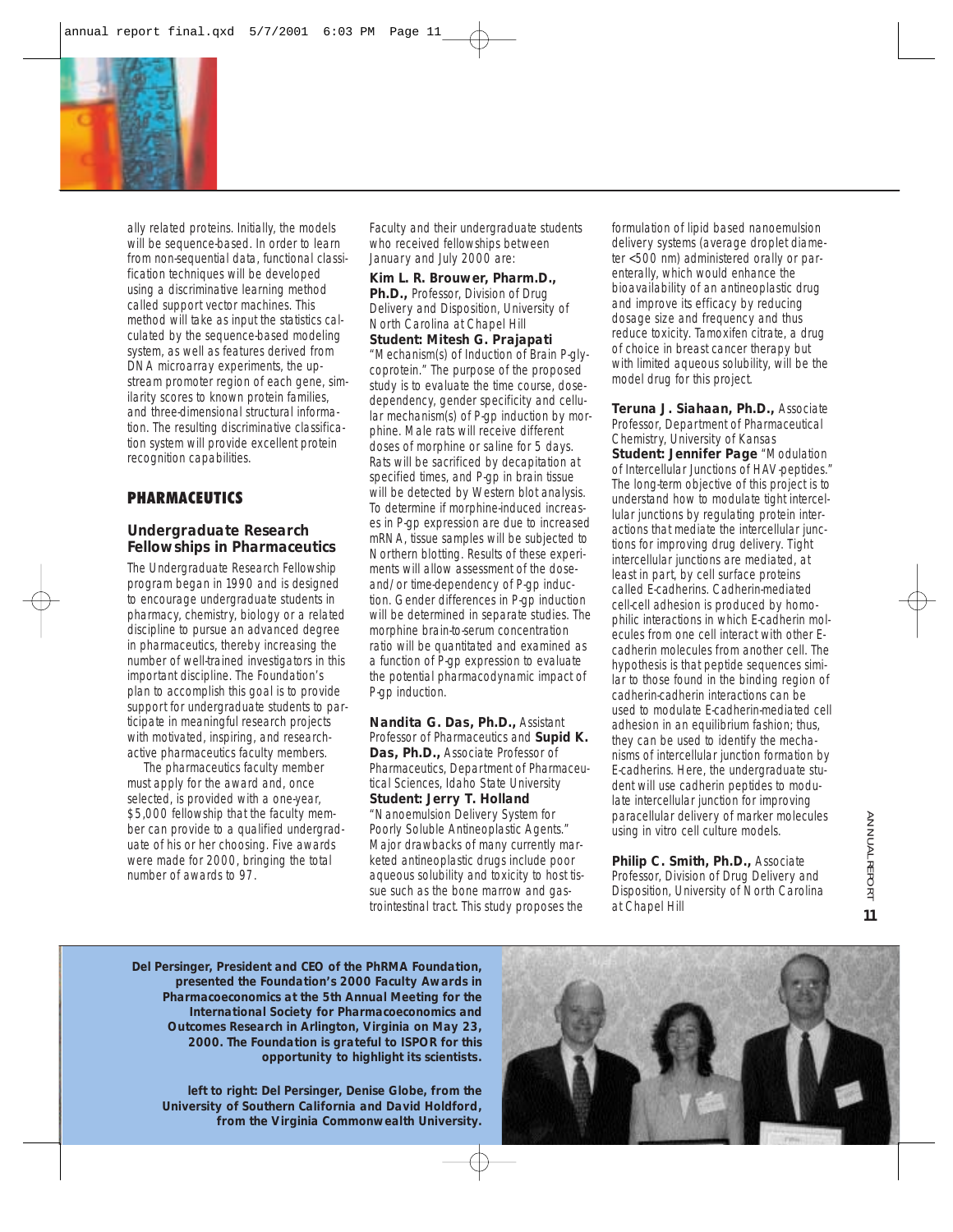ally related proteins. Initially, the models will be sequence-based. In order to learn from non-sequential data, functional classification techniques will be developed using a discriminative learning method called support vector machines. This method will take as input the statistics calculated by the sequence-based modeling system, as well as features derived from DNA microarray experiments, the upstream promoter region of each gene, similarity scores to known protein families, and three-dimensional structural information. The resulting discriminative classification system will provide excellent protein recognition capabilities.

## PHARMACEUTICS

### Undergraduate Research Fellowships in Pharmaceutics

The Undergraduate Research Fellowship program began in 1990 and is designed to encourage undergraduate students in pharmacy, chemistry, biology or a related discipline to pursue an advanced degree in pharmaceutics, thereby increasing the number of well-trained investigators in this important discipline. The Foundation's plan to accomplish this goal is to provide support for undergraduate students to participate in meaningful research projects with motivated, inspiring, and research-active pharmaceutics faculty members.

The pharmaceutics faculty member must apply for the award and, once selected, is provided with a one-year, $5,000 fellowship that the faculty member can provide to a qualified undergraduate of his or her choosing. Five awards were made for 2000, bringing the total number of awards to 97.

Faculty and their undergraduate students who received fellowships between January and July 2000 are:

**Kim L. R. Brouwer, Pharm.D., Ph.D.,** Professor, Division of Drug Delivery and Disposition, University of North Carolina at Chapel Hill
**Student: Mitesh G. Prajapati**
"Mechanism(s) of Induction of Brain P-glycoprotein." The purpose of the proposed study is to evaluate the time course, dose-dependency, gender specificity and cellular mechanism(s) of P-gp induction by morphine. Male rats will receive different doses of morphine or saline for 5 days. Rats will be sacrificed by decapitation at specified times, and P-gp in brain tissue will be detected by Western blot analysis. To determine if morphine-induced increases in P-gp expression are due to increased mRNA, tissue samples will be subjected to Northern blotting. Results of these experiments will allow assessment of the dose- and/or time-dependency of P-gp induction. Gender differences in P-gp induction will be determined in separate studies. The morphine brain-to-serum concentration ratio will be quantitated and examined as a function of P-gp expression to evaluate the potential pharmacodynamic impact of P-gp induction.

**Nandita G. Das, Ph.D.,** Assistant Professor of Pharmaceutics and **Supid K. Das, Ph.D.,** Associate Professor of Pharmaceutics, Department of Pharmaceutical Sciences, Idaho State University
**Student: Jerry T. Holland**
"Nanoemulsion Delivery System for Poorly Soluble Antineoplastic Agents." Major drawbacks of many currently marketed antineoplastic drugs include poor aqueous solubility and toxicity to host tissue such as the bone marrow and gastrointestinal tract. This study proposes the formulation of lipid based nanoemulsion delivery systems (average droplet diameter <500 nm) administered orally or parenterally, which would enhance the bioavailability of an antineoplastic drug and improve its efficacy by reducing dosage size and frequency and thus reduce toxicity. Tamoxifen citrate, a drug of choice in breast cancer therapy but with limited aqueous solubility, will be the model drug for this project.

**Teruna J. Siahaan, Ph.D.,** Associate Professor, Department of Pharmaceutical Chemistry, University of Kansas
**Student: Jennifer Page** "Modulation of Intercellular Junctions of HAV-peptides." The long-term objective of this project is to understand how to modulate tight intercellular junctions by regulating protein interactions that mediate the intercellular junctions for improving drug delivery. Tight intercellular junctions are mediated, at least in part, by cell surface proteins called E-cadherins. Cadherin-mediated cell-cell adhesion is produced by homophilic interactions in which E-cadherin molecules from one cell interact with other E-cadherin molecules from another cell. The hypothesis is that peptide sequences similar to those found in the binding region of cadherin-cadherin interactions can be used to modulate E-cadherin-mediated cell adhesion in an equilibrium fashion; thus, they can be used to identify the mechanisms of intercellular junction formation by E-cadherins. Here, the undergraduate student will use cadherin peptides to modulate intercellular junction for improving paracellular delivery of marker molecules using in vitro cell culture models.

**Philip C. Smith, Ph.D.,** Associate Professor, Division of Drug Delivery and Disposition, University of North Carolina at Chapel Hill

**Del Persinger, President and CEO of the PhRMA Foundation, presented the Foundation's 2000 Faculty Awards in Pharmacoeconomics at the 5th Annual Meeting for the International Society for Pharmacoeconomics and Outcomes Research in Arlington, Virginia on May 23, 2000. The Foundation is grateful to ISPOR for this opportunity to highlight its scientists.**

**left to right: Del Persinger, Denise Globe, from the University of Southern California and David Holdford, from the Virginia Commonwealth University.**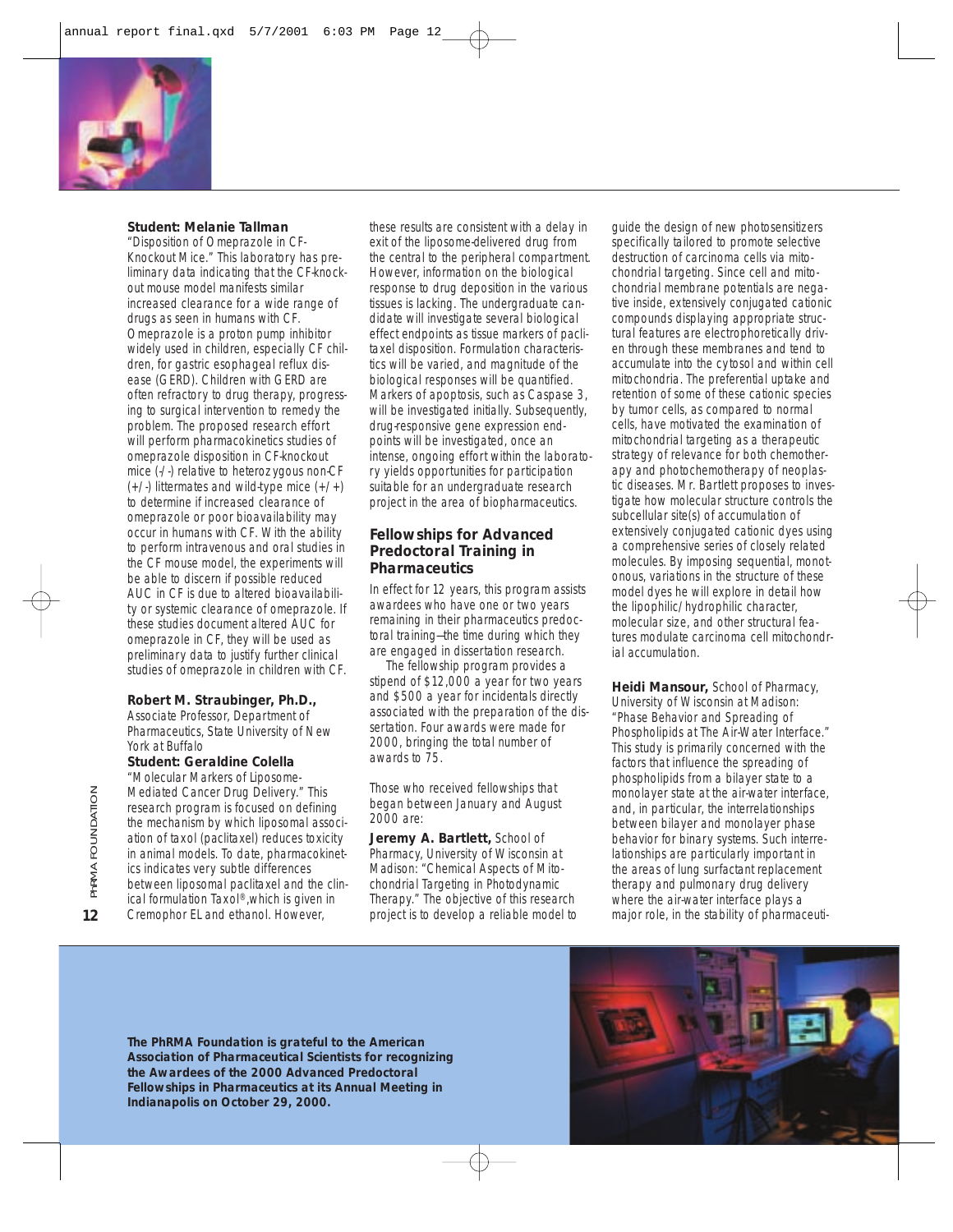**Student: Melanie Tallman**
"Disposition of Omeprazole in CF-Knockout Mice." This laboratory has preliminary data indicating that the CF-knockout mouse model manifests similar increased clearance for a wide range of drugs as seen in humans with CF. Omeprazole is a proton pump inhibitor widely used in children, especially CF children, for gastric esophageal reflux disease (GERD). Children with GERD are often refractory to drug therapy, progressing to surgical intervention to remedy the problem. The proposed research effort will perform pharmacokinetics studies of omeprazole disposition in CF-knockout mice (-/-) relative to heterozygous non-CF (+/-) littermates and wild-type mice (+/+) to determine if increased clearance of omeprazole or poor bioavailability may occur in humans with CF. With the ability to perform intravenous and oral studies in the CF mouse model, the experiments will be able to discern if possible reduced AUC in CF is due to altered bioavailability or systemic clearance of omeprazole. If these studies document altered AUC for omeprazole in CF, they will be used as preliminary data to justify further clinical studies of omeprazole in children with CF.

**Robert M. Straubinger, Ph.D.,**
Associate Professor, Department of Pharmaceutics, State University of New York at Buffalo

**Student: Geraldine Colella**
"Molecular Markers of Liposome-Mediated Cancer Drug Delivery." This research program is focused on defining the mechanism by which liposomal association of taxol (paclitaxel) reduces toxicity in animal models. To date, pharmacokinetics indicates very subtle differences between liposomal paclitaxel and the clinical formulation Taxol®, which is given in Cremophor EL and ethanol. However, these results are consistent with a delay in exit of the liposome-delivered drug from the central to the peripheral compartment. However, information on the biological response to drug deposition in the various tissues is lacking. The undergraduate candidate will investigate several biological effect endpoints as tissue markers of paclitaxel disposition. Formulation characteristics will be varied, and magnitude of the biological responses will be quantified. Markers of apoptosis, such as Caspase 3, will be investigated initially. Subsequently, drug-responsive gene expression endpoints will be investigated, once an intense, ongoing effort within the laboratory yields opportunities for participation suitable for an undergraduate research project in the area of biopharmaceutics.

## Fellowships for Advanced Predoctoral Training in Pharmaceutics

In effect for 12 years, this program assists awardees who have one or two years remaining in their pharmaceutics predoctoral training—the time during which they are engaged in dissertation research.

The fellowship program provides a stipend of $12,000 a year for two years and $500 a year for incidentals directly associated with the preparation of the dissertation. Four awards were made for 2000, bringing the total number of awards to 75.

Those who received fellowships that began between January and August 2000 are:

**Jeremy A. Bartlett,** School of Pharmacy, University of Wisconsin at Madison: "Chemical Aspects of Mitochondrial Targeting in Photodynamic Therapy." The objective of this research project is to develop a reliable model to guide the design of new photosensitizers specifically tailored to promote selective destruction of carcinoma cells via mitochondrial targeting. Since cell and mitochondrial membrane potentials are negative inside, extensively conjugated cationic compounds displaying appropriate structural features are electrophoretically driven through these membranes and tend to accumulate into the cytosol and within cell mitochondria. The preferential uptake and retention of some of these cationic species by tumor cells, as compared to normal cells, have motivated the examination of mitochondrial targeting as a therapeutic strategy of relevance for both chemotherapy and photochemotherapy of neoplastic diseases. Mr. Bartlett proposes to investigate how molecular structure controls the subcellular site(s) of accumulation of extensively conjugated cationic dyes using a comprehensive series of closely related molecules. By imposing sequential, monotonous, variations in the structure of these model dyes he will explore in detail how the lipophilic/hydrophilic character, molecular size, and other structural features modulate carcinoma cell mitochondrial accumulation.

**Heidi Mansour,** School of Pharmacy, University of Wisconsin at Madison: "Phase Behavior and Spreading of Phospholipids at The Air-Water Interface." This study is primarily concerned with the factors that influence the spreading of phospholipids from a bilayer state to a monolayer state at the air-water interface, and, in particular, the interrelationships between bilayer and monolayer phase behavior for binary systems. Such interrelationships are particularly important in the areas of lung surfactant replacement therapy and pulmonary drug delivery where the air-water interface plays a major role, in the stability of pharmaceuti-

**The PhRMA Foundation is grateful to the American Association of Pharmaceutical Scientists for recognizing the Awardees of the 2000 Advanced Predoctoral Fellowships in Pharmaceutics at its Annual Meeting in Indianapolis on October 29, 2000.**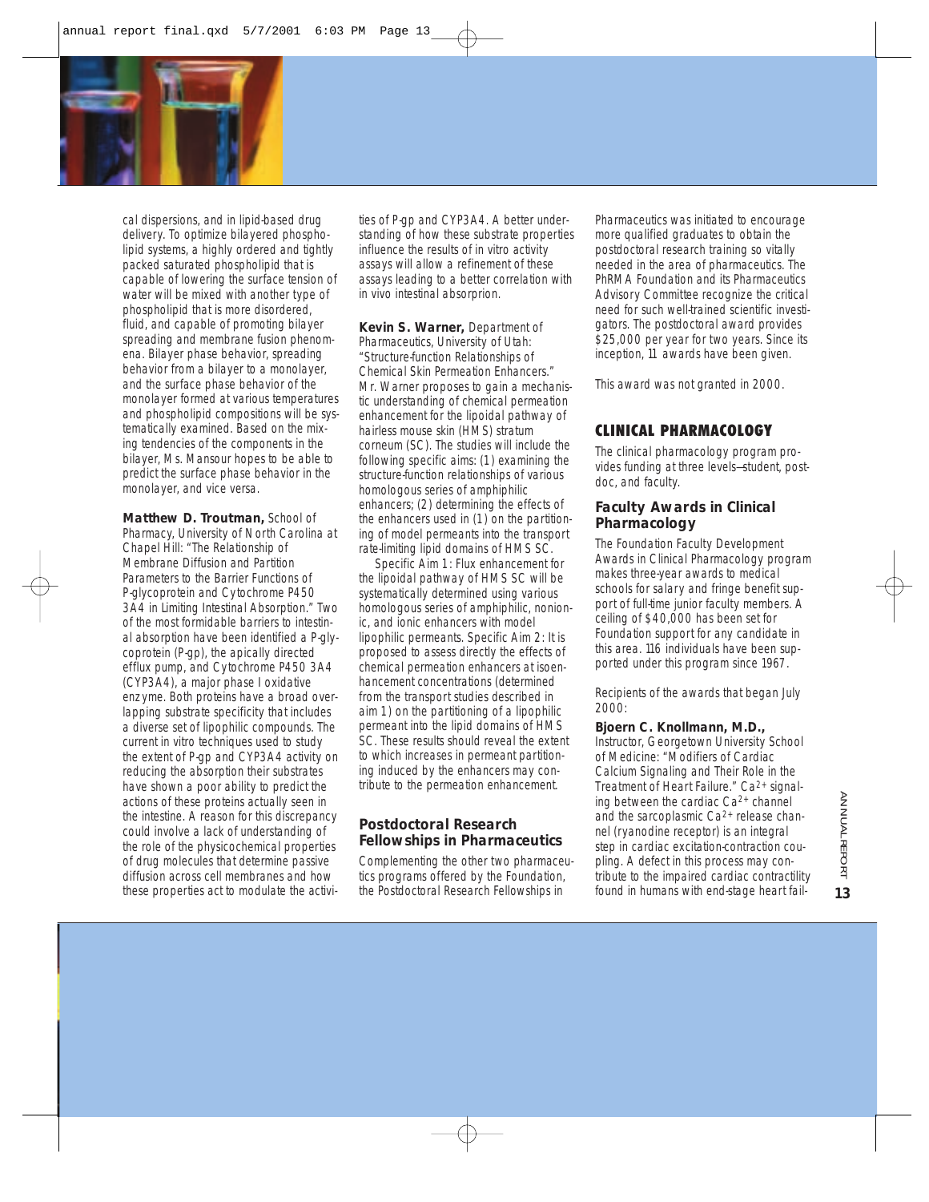cal dispersions, and in lipid-based drug delivery. To optimize bilayered phospholipid systems, a highly ordered and tightly packed saturated phospholipid that is capable of lowering the surface tension of water will be mixed with another type of phospholipid that is more disordered, fluid, and capable of promoting bilayer spreading and membrane fusion phenomena. Bilayer phase behavior, spreading behavior from a bilayer to a monolayer, and the surface phase behavior of the monolayer formed at various temperatures and phospholipid compositions will be systematically examined. Based on the mixing tendencies of the components in the bilayer, Ms. Mansour hopes to be able to predict the surface phase behavior in the monolayer, and vice versa.

**Matthew D. Troutman,** School of Pharmacy, University of North Carolina at Chapel Hill: "The Relationship of Membrane Diffusion and Partition Parameters to the Barrier Functions of P-glycoprotein and Cytochrome P450 3A4 in Limiting Intestinal Absorption." Two of the most formidable barriers to intestinal absorption have been identified a P-glycoprotein (P-gp), the apically directed efflux pump, and Cytochrome P450 3A4 (CYP3A4), a major phase I oxidative enzyme. Both proteins have a broad overlapping substrate specificity that includes a diverse set of lipophilic compounds. The current in vitro techniques used to study the extent of P-gp and CYP3A4 activity on reducing the absorption their substrates have shown a poor ability to predict the actions of these proteins actually seen in the intestine. A reason for this discrepancy could involve a lack of understanding of the role of the physicochemical properties of drug molecules that determine passive diffusion across cell membranes and how these properties act to modulate the activities of P-gp and CYP3A4. A better understanding of how these substrate properties influence the results of in vitro activity assays will allow a refinement of these assays leading to a better correlation with in vivo intestinal absorprion.

**Kevin S. Warner,** Department of Pharmaceutics, University of Utah: "Structure-function Relationships of Chemical Skin Permeation Enhancers." Mr. Warner proposes to gain a mechanistic understanding of chemical permeation enhancement for the lipoidal pathway of hairless mouse skin (HMS) stratum corneum (SC). The studies will include the following specific aims: (1) examining the structure-function relationships of various homologous series of amphiphilic enhancers; (2) determining the effects of the enhancers used in (1) on the partitioning of model permeants into the transport rate-limiting lipid domains of HMS SC.

Specific Aim 1: Flux enhancement for the lipoidal pathway of HMS SC will be systematically determined using various homologous series of amphiphilic, nonionic, and ionic enhancers with model lipophilic permeants. Specific Aim 2: It is proposed to assess directly the effects of chemical permeation enhancers at isoenhancement concentrations (determined from the transport studies described in aim 1) on the partitioning of a lipophilic permeant into the lipid domains of HMS SC. These results should reveal the extent to which increases in permeant partitioning induced by the enhancers may contribute to the permeation enhancement.

### Postdoctoral Research Fellowships in Pharmaceutics

Complementing the other two pharmaceutics programs offered by the Foundation, the Postdoctoral Research Fellowships in Pharmaceutics was initiated to encourage more qualified graduates to obtain the postdoctoral research training so vitally needed in the area of pharmaceutics. The PhRMA Foundation and its Pharmaceutics Advisory Committee recognize the critical need for such well-trained scientific investigators. The postdoctoral award provides $25,000 per year for two years. Since its inception, 11 awards have been given.

This award was not granted in 2000.

## CLINICAL PHARMACOLOGY

The clinical pharmacology program provides funding at three levels—student, postdoc, and faculty.

### Faculty Awards in Clinical Pharmacology

The Foundation Faculty Development Awards in Clinical Pharmacology program makes three-year awards to medical schools for salary and fringe benefit support of full-time junior faculty members. A ceiling of $40,000 has been set for Foundation support for any candidate in this area. 116 individuals have been supported under this program since 1967.

Recipients of the awards that began July 2000:

**Bjoern C. Knollmann, M.D.,** Instructor, Georgetown University School of Medicine: "Modifiers of Cardiac Calcium Signaling and Their Role in the Treatment of Heart Failure." $Ca^{2+}$ signaling between the cardiac $Ca^{2+}$ channel and the sarcoplasmic $Ca^{2+}$ release channel (ryanodine receptor) is an integral step in cardiac excitation-contraction coupling. A defect in this process may contribute to the impaired cardiac contractility found in humans with end-stage heart fail-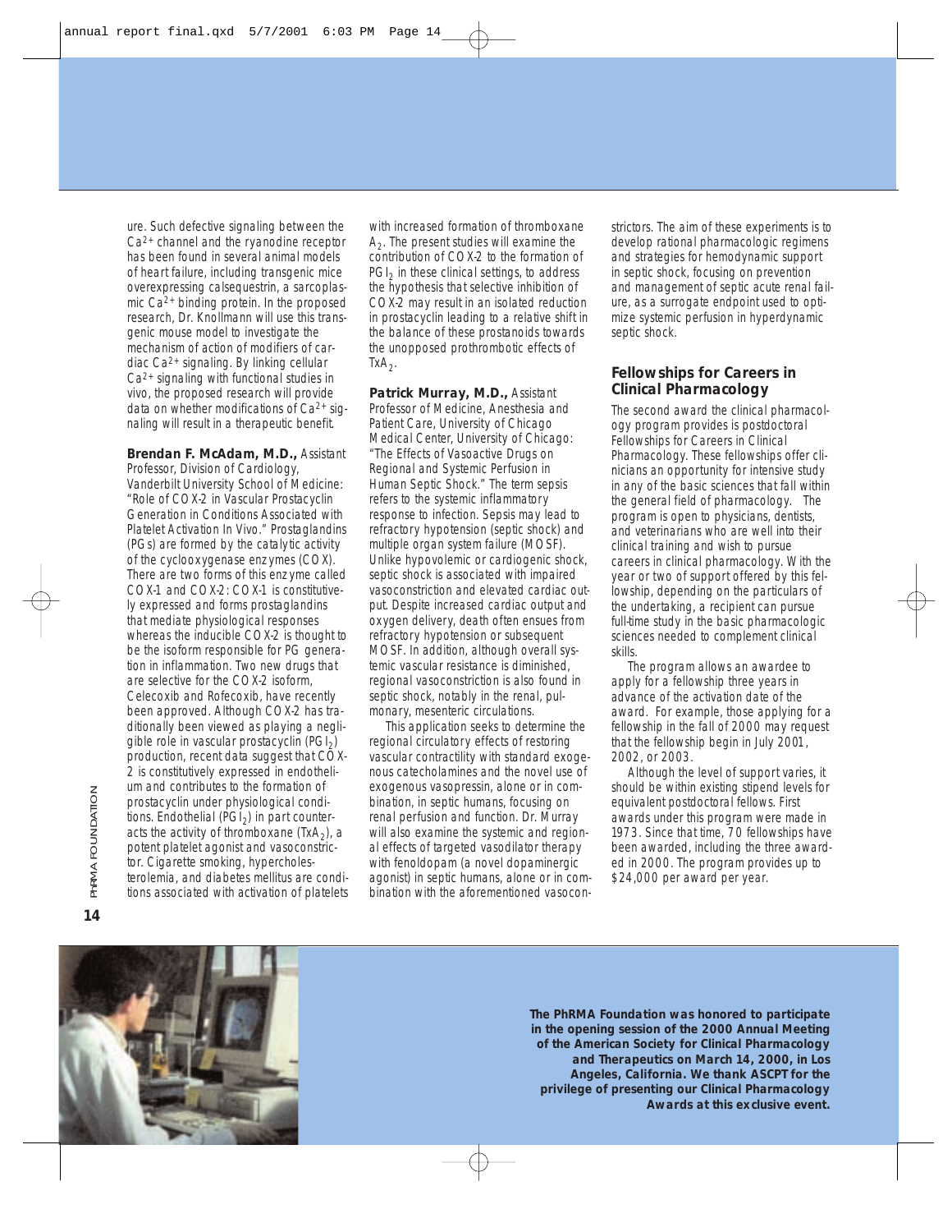ure. Such defective signaling between the $Ca^{2+}$ channel and the ryanodine receptor has been found in several animal models of heart failure, including transgenic mice overexpressing calsequestrin, a sarcoplasmic $Ca^{2+}$ binding protein. In the proposed research, Dr. Knollmann will use this transgenic mouse model to investigate the mechanism of action of modifiers of cardiac $Ca^{2+}$ signaling. By linking cellular $Ca^{2+}$ signaling with functional studies in vivo, the proposed research will provide data on whether modifications of $Ca^{2+}$ signaling will result in a therapeutic benefit.

**Brendan F. McAdam, M.D.,** Assistant Professor, Division of Cardiology, Vanderbilt University School of Medicine: "Role of COX-2 in Vascular Prostacyclin Generation in Conditions Associated with Platelet Activation In Vivo." Prostaglandins (PGs) are formed by the catalytic activity of the cyclooxygenase enzymes (COX). There are two forms of this enzyme called COX-1 and COX-2: COX-1 is constitutively expressed and forms prostaglandins that mediate physiological responses whereas the inducible COX-2 is thought to be the isoform responsible for PG generation in inflammation. Two new drugs that are selective for the COX-2 isoform, Celecoxib and Rofecoxib, have recently been approved. Although COX-2 has traditionally been viewed as playing a negligible role in vascular prostacyclin ($PGI_2$) production, recent data suggest that COX-2 is constitutively expressed in endothelium and contributes to the formation of prostacyclin under physiological conditions. Endothelial ($PGI_2$) in part counteracts the activity of thromboxane ($TxA_2$), a potent platelet agonist and vasoconstrictor. Cigarette smoking, hypercholesterolemia, and diabetes mellitus are conditions associated with activation of platelets with increased formation of thromboxane $A_2$. The present studies will examine the contribution of COX-2 to the formation of $PGI_2$ in these clinical settings, to address the hypothesis that selective inhibition of COX-2 may result in an isolated reduction in prostacyclin leading to a relative shift in the balance of these prostanoids towards the unopposed prothrombotic effects of $TxA_2$.

**Patrick Murray, M.D.,** Assistant Professor of Medicine, Anesthesia and Patient Care, University of Chicago Medical Center, University of Chicago: "The Effects of Vasoactive Drugs on Regional and Systemic Perfusion in Human Septic Shock." The term sepsis refers to the systemic inflammatory response to infection. Sepsis may lead to refractory hypotension (septic shock) and multiple organ system failure (MOSF). Unlike hypovolemic or cardiogenic shock, septic shock is associated with impaired vasoconstriction and elevated cardiac output. Despite increased cardiac output and oxygen delivery, death often ensues from refractory hypotension or subsequent MOSF. In addition, although overall systemic vascular resistance is diminished, regional vasoconstriction is also found in septic shock, notably in the renal, pulmonary, mesenteric circulations.

This application seeks to determine the regional circulatory effects of restoring vascular contractility with standard exogenous catecholamines and the novel use of exogenous vasopressin, alone or in combination, in septic humans, focusing on renal perfusion and function. Dr. Murray will also examine the systemic and regional effects of targeted vasodilator therapy with fenoldopam (a novel dopaminergic agonist) in septic humans, alone or in combination with the aforementioned vasoconstrictors. The aim of these experiments is to develop rational pharmacologic regimens and strategies for hemodynamic support in septic shock, focusing on prevention and management of septic acute renal failure, as a surrogate endpoint used to optimize systemic perfusion in hyperdynamic septic shock.

## Fellowships for Careers in Clinical Pharmacology

The second award the clinical pharmacology program provides is postdoctoral Fellowships for Careers in Clinical Pharmacology. These fellowships offer clinicians an opportunity for intensive study in any of the basic sciences that fall within the general field of pharmacology. The program is open to physicians, dentists, and veterinarians who are well into their clinical training and wish to pursue careers in clinical pharmacology. With the year or two of support offered by this fellowship, depending on the particulars of the undertaking, a recipient can pursue full-time study in the basic pharmacologic sciences needed to complement clinical skills.

The program allows an awardee to apply for a fellowship three years in advance of the activation date of the award. For example, those applying for a fellowship in the fall of 2000 may request that the fellowship begin in July 2001, 2002, or 2003.

Although the level of support varies, it should be within existing stipend levels for equivalent postdoctoral fellows. First awards under this program were made in 1973. Since that time, 70 fellowships have been awarded, including the three awarded in 2000. The program provides up to $24,000 per award per year.

**The PhRMA Foundation was honored to participate in the opening session of the 2000 Annual Meeting of the American Society for Clinical Pharmacology and Therapeutics on March 14, 2000, in Los Angeles, California. We thank ASCPT for the privilege of presenting our Clinical Pharmacology Awards at this exclusive event.**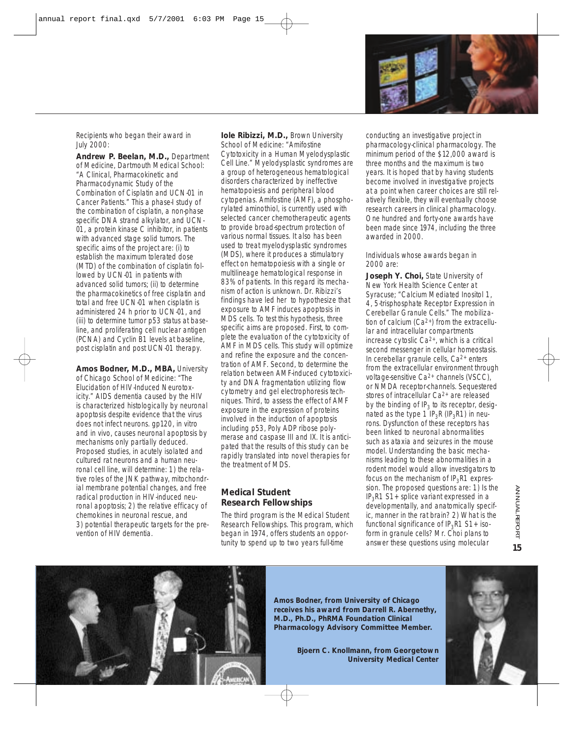Recipients who began their award in July 2000:

**Andrew P. Beelan, M.D.,** Department of Medicine, Dartmouth Medical School: "A Clinical, Pharmacokinetic and Pharmacodynamic Study of the Combination of Cisplatin and UCN-01 in Cancer Patients." This a phase-I study of the combination of cisplatin, a non-phase specific DNA strand alkylator, and UCN-01, a protein kinase C inhibitor, in patients with advanced stage solid tumors. The specific aims of the project are: (i) to establish the maximum tolerated dose (MTD) of the combination of cisplatin followed by UCN-01 in patients with advanced solid tumors; (ii) to determine the pharmacokinetics of free cisplatin and total and free UCN-01 when cisplatin is administered 24 h prior to UCN-01, and (iii) to determine tumor p53 status at baseline, and proliferating cell nuclear antigen (PCNA) and Cyclin B1 levels at baseline, post cisplatin and post UCN-01 therapy.

**Amos Bodner, M.D., MBA,** University of Chicago School of Medicine: "The Elucidation of HIV-Induced Neurotoxicity." AIDS dementia caused by the HIV is characterized histologically by neuronal apoptosis despite evidence that the virus does not infect neurons. gp120, in vitro and in vivo, causes neuronal apoptosis by mechanisms only partially deduced. Proposed studies, in acutely isolated and cultured rat neurons and a human neuronal cell line, will determine: 1) the relative roles of the JNK pathway, mitochondrial membrane potential changes, and free radical production in HIV-induced neuronal apoptosis; 2) the relative efficacy of chemokines in neuronal rescue, and 3) potential therapeutic targets for the prevention of HIV dementia.

**Iole Ribizzi, M.D.,** Brown University School of Medicine: "Amifostine Cytotoxicity in a Human Myelodysplastic Cell Line." Myelodysplastic syndromes are a group of heterogeneous hematological disorders characterized by ineffective hematopoiesis and peripheral blood cytopenias. Amifostine (AMF), a phosphorylated aminothiol, is currently used with selected cancer chemotherapeutic agents to provide broad-spectrum protection of various normal tissues. It also has been used to treat myelodysplastic syndromes (MDS), where it produces a stimulatory effect on hematopoiesis with a single or multilineage hematological response in 83% of patients. In this regard its mechanism of action is unknown. Dr. Ribizzi's findings have led her to hypothesize that exposure to AMF induces apoptosis in MDS cells. To test this hypothesis, three specific aims are proposed. First, to complete the evaluation of the cytotoxicity of AMF in MDS cells. This study will optimize and refine the exposure and the concentration of AMF. Second, to determine the relation between AMF-induced cytotoxicity and DNA fragmentation utilizing flow cytometry and gel electrophoresis techniques. Third, to assess the effect of AMF exposure in the expression of proteins involved in the induction of apoptosis including p53, Poly ADP ribose polymerase and caspase III and IX. It is anticipated that the results of this study can be rapidly translated into novel therapies for the treatment of MDS.

## Medical Student Research Fellowships

The third program is the Medical Student Research Fellowships. This program, which began in 1974, offers students an opportunity to spend up to two years full-time conducting an investigative project in pharmacology-clinical pharmacology. The minimum period of the $12,000 award is three months and the maximum is two years. It is hoped that by having students become involved in investigative projects at a point when career choices are still relatively flexible, they will eventually choose research careers in clinical pharmacology. One hundred and forty-one awards have been made since 1974, including the three awarded in 2000.

Individuals whose awards began in 2000 are:

**Joseph Y. Choi,** State University of New York Health Science Center at Syracuse; "Calcium Mediated Inositol 1, 4, 5-trisphosphate Receptor Expression in Cerebellar Granule Cells." The mobilization of calcium ($Ca^{2+}$) from the extracellular and intracellular compartments increase cytoslic $Ca^{2+}$, which is a critical second messenger in cellular homeostasis. In cerebellar granule cells, $Ca^{2+}$ enters from the extracellular environment through voltage-sensitive $Ca^{2+}$ channels (VSCC), or NMDA receptor-channels. Sequestered stores of intracellular $Ca^{2+}$ are released by the binding of $IP_3$ to its receptor, designated as the type 1 $IP_3R$ ($IP_3R1$) in neurons. Dysfunction of these receptors has been linked to neuronal abnormalities such as ataxia and seizures in the mouse model. Understanding the basic mechanisms leading to these abnormalities in a rodent model would allow investigators to focus on the mechanism of $IP_3R1$ expression. The proposed questions are: 1) Is the $IP_3R1$ S1+ splice variant expressed in a developmentally, and anatomically specific, manner in the rat brain? 2) What is the functional significance of $IP_3R1$ S1+ isoform in granule cells? Mr. Choi plans to answer these questions using molecular

**Amos Bodner, from University of Chicago receives his award from Darrell R. Abernethy, M.D., Ph.D., PhRMA Foundation Clinical Pharmacology Advisory Committee Member.**

**Bjoern C. Knollmann, from Georgetown University Medical Center**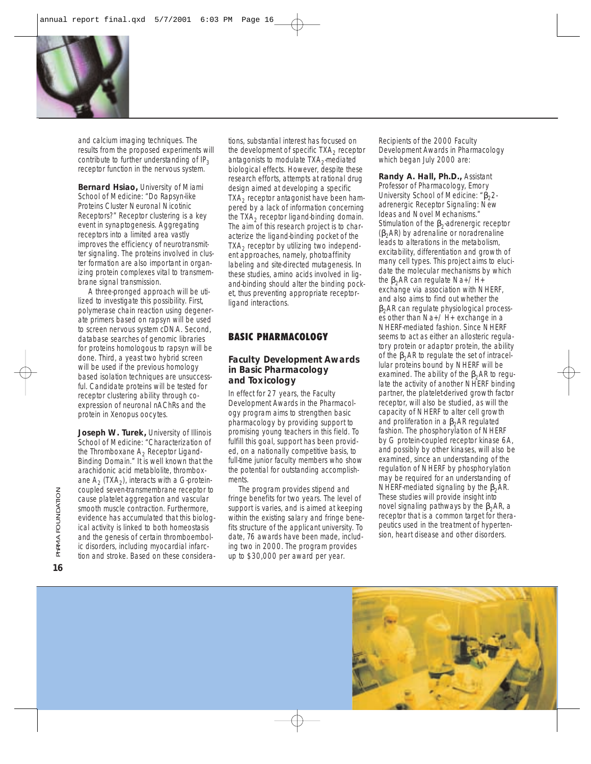and calcium imaging techniques. The results from the proposed experiments will contribute to further understanding of $IP_3$ receptor function in the nervous system.

**Bernard Hsiao,** University of Miami School of Medicine: "Do Rapsyn-like Proteins Cluster Neuronal Nicotinic Receptors?" Receptor clustering is a key event in synaptogenesis. Aggregating receptors into a limited area vastly improves the efficiency of neurotransmitter signaling. The proteins involved in cluster formation are also important in organizing protein complexes vital to transmembrane signal transmission.

A three-pronged approach will be utilized to investigate this possibility. First, polymerase chain reaction using degenerate primers based on rapsyn will be used to screen nervous system cDNA. Second, database searches of genomic libraries for proteins homologous to rapsyn will be done. Third, a yeast two hybrid screen will be used if the previous homology based isolation techniques are unsuccessful. Candidate proteins will be tested for receptor clustering ability through co-expression of neuronal nAChRs and the protein in Xenopus oocytes.

**Joseph W. Turek,** University of Illinois School of Medicine: "Characterization of the Thromboxane $A_2$ Receptor Ligand-Binding Domain." It is well known that the arachidonic acid metablolite, thromboxane $A_2$ ($TXA_2$), interacts with a G-protein-coupled seven-transmembrane receptor to cause platelet aggregation and vascular smooth muscle contraction. Furthermore, evidence has accumulated that this biological activity is linked to both homeostasis and the genesis of certain thromboembolic disorders, including myocardial infarction and stroke. Based on these considerations, substantial interest has focused on the development of specific $TXA_2$ receptor antagonists to modulate $TXA_2$-mediated biological effects. However, despite these research efforts, attempts at rational drug design aimed at developing a specific $TXA_2$ receptor antagonist have been hampered by a lack of information concerning the $TXA_2$ receptor ligand-binding domain. The aim of this research project is to characterize the ligand-binding pocket of the $TXA_2$ receptor by utilizing two independent approaches, namely, photoaffinity labeling and site-directed mutagenesis. In these studies, amino acids involved in ligand-binding should alter the binding pocket, thus preventing appropriate receptor-ligand interactions.

## BASIC PHARMACOLOGY

### Faculty Development Awards in Basic Pharmacology and Toxicology

In effect for 27 years, the Faculty Development Awards in the Pharmacology program aims to strengthen basic pharmacology by providing support to promising young teachers in this field. To fulfill this goal, support has been provided, on a nationally competitive basis, to full-time junior faculty members who show the potential for outstanding accomplishments.

The program provides stipend and fringe benefits for two years. The level of support is varies, and is aimed at keeping within the existing salary and fringe benefits structure of the applicant university. To date, 76 awards have been made, including two in 2000. The program provides up to $30,000 per award per year.

Recipients of the 2000 Faculty Development Awards in Pharmacology which began July 2000 are:

**Randy A. Hall, Ph.D.,** Assistant Professor of Pharmacology, Emory University School of Medicine: "$\beta_2$2-adrenergic Receptor Signaling: New Ideas and Novel Mechanisms." Stimulation of the $\beta_2$-adrenergic receptor ($\beta_2$AR) by adrenaline or noradrenaline leads to alterations in the metabolism, excitability, differentiation and growth of many cell types. This project aims to elucidate the molecular mechanisms by which the $\beta_2$AR can regulate $Na+/H+$ exchange via association with NHERF, and also aims to find out whether the $\beta_2$AR can regulate physiological processes other than $Na+/H+$ exchange in a NHERF-mediated fashion. Since NHERF seems to act as either an allosteric regulatory protein or adaptor protein, the ability of the $\beta_2$AR to regulate the set of intracellular proteins bound by NHERF will be examined. The ability of the $\beta_2$AR to regulate the activity of another NHERF binding partner, the platelet-derived growth factor receptor, will also be studied, as will the capacity of NHERF to alter cell growth and proliferation in a $\beta_2$AR regulated fashion. The phosphorylation of NHERF by G protein-coupled receptor kinase 6A, and possibly by other kinases, will also be examined, since an understanding of the regulation of NHERF by phosphorylation may be required for an understanding of NHERF-mediated signaling by the $\beta_2$AR. These studies will provide insight into novel signaling pathways by the $\beta_2$AR, a receptor that is a common target for therapeutics used in the treatment of hypertension, heart disease and other disorders.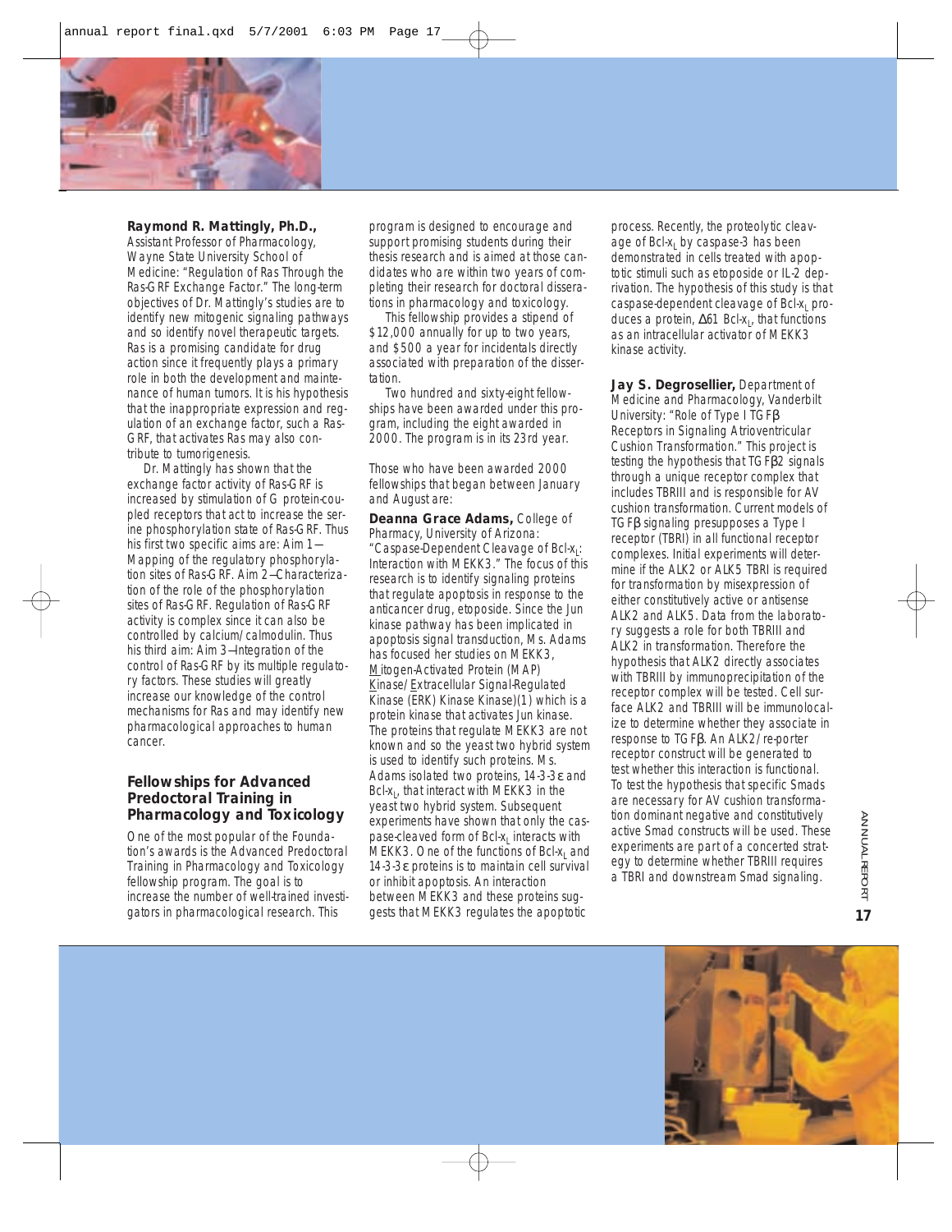**Raymond R. Mattingly, Ph.D.,** Assistant Professor of Pharmacology, Wayne State University School of Medicine: "Regulation of Ras Through the Ras-GRF Exchange Factor." The long-term objectives of Dr. Mattingly's studies are to identify new mitogenic signaling pathways and so identify novel therapeutic targets. Ras is a promising candidate for drug action since it frequently plays a primary role in both the development and maintenance of human tumors. It is his hypothesis that the inappropriate expression and regulation of an exchange factor, such a Ras-GRF, that activates Ras may also contribute to tumorigenesis.

Dr. Mattingly has shown that the exchange factor activity of Ras-GRF is increased by stimulation of G protein-coupled receptors that act to increase the serine phosphorylation state of Ras-GRF. Thus his first two specific aims are: Aim 1—Mapping of the regulatory phosphorylation sites of Ras-GRF. Aim 2–Characterization of the role of the phosphorylation sites of Ras-GRF. Regulation of Ras-GRF activity is complex since it can also be controlled by calcium/calmodulin. Thus his third aim: Aim 3–Integration of the control of Ras-GRF by its multiple regulatory factors. These studies will greatly increase our knowledge of the control mechanisms for Ras and may identify new pharmacological approaches to human cancer.

## Fellowships for Advanced Predoctoral Training in Pharmacology and Toxicology

One of the most popular of the Foundation's awards is the Advanced Predoctoral Training in Pharmacology and Toxicology fellowship program. The goal is to increase the number of well-trained investigators in pharmacological research. This program is designed to encourage and support promising students during their thesis research and is aimed at those candidates who are within two years of completing their research for doctoral dissertations in pharmacology and toxicology.

This fellowship provides a stipend of $12,000 annually for up to two years, and $500 a year for incidentals directly associated with preparation of the dissertation.

Two hundred and sixty-eight fellowships have been awarded under this program, including the eight awarded in 2000. The program is in its 23rd year.

Those who have been awarded 2000 fellowships that began between January and August are:

**Deanna Grace Adams,** College of Pharmacy, University of Arizona: "Caspase-Dependent Cleavage of Bcl-$x_L$: Interaction with MEKK3." The focus of this research is to identify signaling proteins that regulate apoptosis in response to the anticancer drug, etoposide. Since the Jun kinase pathway has been implicated in apoptosis signal transduction, Ms. Adams has focused her studies on MEKK3, Mitogen-Activated Protein (MAP) Kinase/Extracellular Signal-Regulated Kinase (ERK) Kinase Kinase)(1) which is a protein kinase that activates Jun kinase. The proteins that regulate MEKK3 are not known and so the yeast two hybrid system is used to identify such proteins. Ms. Adams isolated two proteins, 14-3-3 ε and Bcl-$x_L$, that interact with MEKK3 in the yeast two hybrid system. Subsequent experiments have shown that only the caspase-cleaved form of Bcl-$x_L$ interacts with MEKK3. One of the functions of Bcl-$x_L$ and 14-3-3 ε proteins is to maintain cell survival or inhibit apoptosis. An interaction between MEKK3 and these proteins suggests that MEKK3 regulates the apoptotic process. Recently, the proteolytic cleavage of Bcl-$x_L$ by caspase-3 has been demonstrated in cells treated with apoptotic stimuli such as etoposide or IL-2 deprivation. The hypothesis of this study is that caspase-dependent cleavage of Bcl-$x_L$ produces a protein, Δ61 Bcl-$x_L$, that functions as an intracellular activator of MEKK3 kinase activity.

**Jay S. Degrosellier,** Department of Medicine and Pharmacology, Vanderbilt University: "Role of Type I TGFβ Receptors in Signaling Atrioventricular Cushion Transformation." This project is testing the hypothesis that TGFβ2 signals through a unique receptor complex that includes TBRIII and is responsible for AV cushion transformation. Current models of TGFβ signaling presupposes a Type I receptor (TBRI) in all functional receptor complexes. Initial experiments will determine if the ALK2 or ALK5 TBRI is required for transformation by misexpression of either constitutively active or antisense ALK2 and ALK5. Data from the laboratory suggests a role for both TBRIII and ALK2 in transformation. Therefore the hypothesis that ALK2 directly associates with TBRIII by immunoprecipitation of the receptor complex will be tested. Cell surface ALK2 and TBRIII will be immunolocalize to determine whether they associate in response to TGFβ. An ALK2/re-porter receptor construct will be generated to test whether this interaction is functional. To test the hypothesis that specific Smads are necessary for AV cushion transformation dominant negative and constitutively active Smad constructs will be used. These experiments are part of a concerted strategy to determine whether TBRIII requires a TBRI and downstream Smad signaling.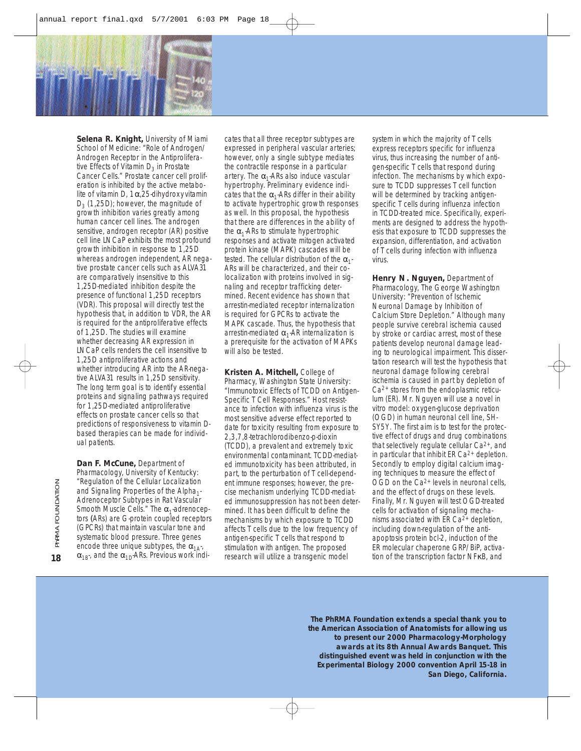**Selena R. Knight,** University of Miami School of Medicine: "Role of Androgen/Androgen Receptor in the Antiproliferative Effects of Vitamin $D_3$ in Prostate Cancer Cells." Prostate cancer cell proliferation is inhibited by the active metabolite of vitamin D, 1α,25-dihydroxyvitamin $D_3$ (1,25D); however, the magnitude of growth inhibition varies greatly among human cancer cell lines. The androgen sensitive, androgen receptor (AR) positive cell line LNCaP exhibits the most profound growth inhibition in response to 1,25D whereas androgen independent, AR negative prostate cancer cells such as ALVA31 are comparatively insensitive to this 1,25D-mediated inhibition despite the presence of functional 1,25D receptors (VDR). This proposal will directly test the hypothesis that, in addition to VDR, the AR is required for the antiproliferative effects of 1,25D. The studies will examine whether decreasing AR expression in LNCaP cells renders the cell insensitive to 1,25D antiproliferative actions and whether introducing AR into the AR-negative ALVA31 results in 1,25D sensitivity. The long term goal is to identify essential proteins and signaling pathways required for 1,25D-mediated antiproliferative effects on prostate cancer cells so that predictions of responsiveness to vitamin D-based therapies can be made for individual patients.

**Dan F. McCune,** Department of Pharmacology, University of Kentucky: "Regulation of the Cellular Localization and Signaling Properties of the $Alpha_1$-Adrenoceptor Subtypes in Rat Vascular Smooth Muscle Cells." The $\alpha_1$-adrenoceptors (ARs) are G-protein coupled receptors (GPCRs) that maintain vascular tone and systematic blood pressure. Three genes encode three unique subtypes, the $\alpha_{1A}$-, $\alpha_{1B}$-, and the $\alpha_{1D}$-ARs. Previous work indicates that all three receptor subtypes are expressed in peripheral vascular arteries; however, only a single subtype mediates the contractile response in a particular artery. The $\alpha_1$-ARs also induce vascular hypertrophy. Preliminary evidence indicates that the $\alpha_1$-ARs differ in their ability to activate hypertrophic growth responses as well. In this proposal, the hypothesis that there are differences in the ability of the $\alpha_1$-ARs to stimulate hypertrophic responses and activate mitogen activated protein kinase (MAPK) cascades will be tested. The cellular distribution of the $\alpha_1$-ARs will be characterized, and their colocalization with proteins involved in signaling and receptor trafficking determined. Recent evidence has shown that arrestin-mediated receptor internalization is required for GPCRs to activate the MAPK cascade. Thus, the hypothesis that arrestin-mediated $\alpha_1$-AR internalization is a prerequisite for the activation of MAPKs will also be tested.

**Kristen A. Mitchell,** College of Pharmacy, Washington State University: "Immunotoxic Effects of TCDD on Antigen-Specific T Cell Responses." Host resistance to infection with influenza virus is the most sensitive adverse effect reported to date for toxicity resulting from exposure to 2,3,7,8-tetrachlorodibenzo-p-dioxin (TCDD), a prevalent and extremely toxic environmental contaminant. TCDD-mediated immunotoxicity has been attributed, in part, to the perturbation of T cell-dependent immune responses; however, the precise mechanism underlying TCDD-mediated immunosuppression has not been determined. It has been difficult to define the mechanisms by which exposure to TCDD affects T cells due to the low frequency of antigen-specific T cells that respond to stimulation with antigen. The proposed research will utilize a transgenic model system in which the majority of T cells express receptors specific for influenza virus, thus increasing the number of antigen-specific T cells that respond during infection. The mechanisms by which exposure to TCDD suppresses T cell function will be determined by tracking antigen-specific T cells during influenza infection in TCDD-treated mice. Specifically, experiments are designed to address the hypothesis that exposure to TCDD suppresses the expansion, differentiation, and activation of T cells during infection with influenza virus.

**Henry N. Nguyen,** Department of Pharmacology, The George Washington University: "Prevention of Ischemic Neuronal Damage by Inhibition of Calcium Store Depletion." Although many people survive cerebral ischemia caused by stroke or cardiac arrest, most of these patients develop neuronal damage leading to neurological impairment. This dissertation research will test the hypothesis that neuronal damage following cerebral ischemia is caused in part by depletion of $Ca^{2+}$ stores from the endoplasmic reticulum (ER). Mr. Nguyen will use a novel in vitro model: oxygen-glucose deprivation (OGD) in human neuronal cell line, SH-SY5Y. The first aim is to test for the protective effect of drugs and drug combinations that selectively regulate cellular $Ca^{2+}$, and in particular that inhibit ER $Ca^{2+}$ depletion. Secondly to employ digital calcium imaging techniques to measure the effect of OGD on the $Ca^{2+}$ levels in neuronal cells, and the effect of drugs on these levels. Finally, Mr. Nguyen will test OGD-treated cells for activation of signaling mechanisms associated with ER $Ca^{2+}$ depletion, including down-regulation of the anti-apoptosis protein bcl-2, induction of the ER molecular chaperone GRP/BiP, activation of the transcription factor NFκB, and

***The PhRMA Foundation extends a special thank you to the American Association of Anatomists for allowing us to present our 2000 Pharmacology-Morphology awards at its 8th Annual Awards Banquet. This distinguished event was held in conjunction with the Experimental Biology 2000 convention April 15-18 in San Diego, California.***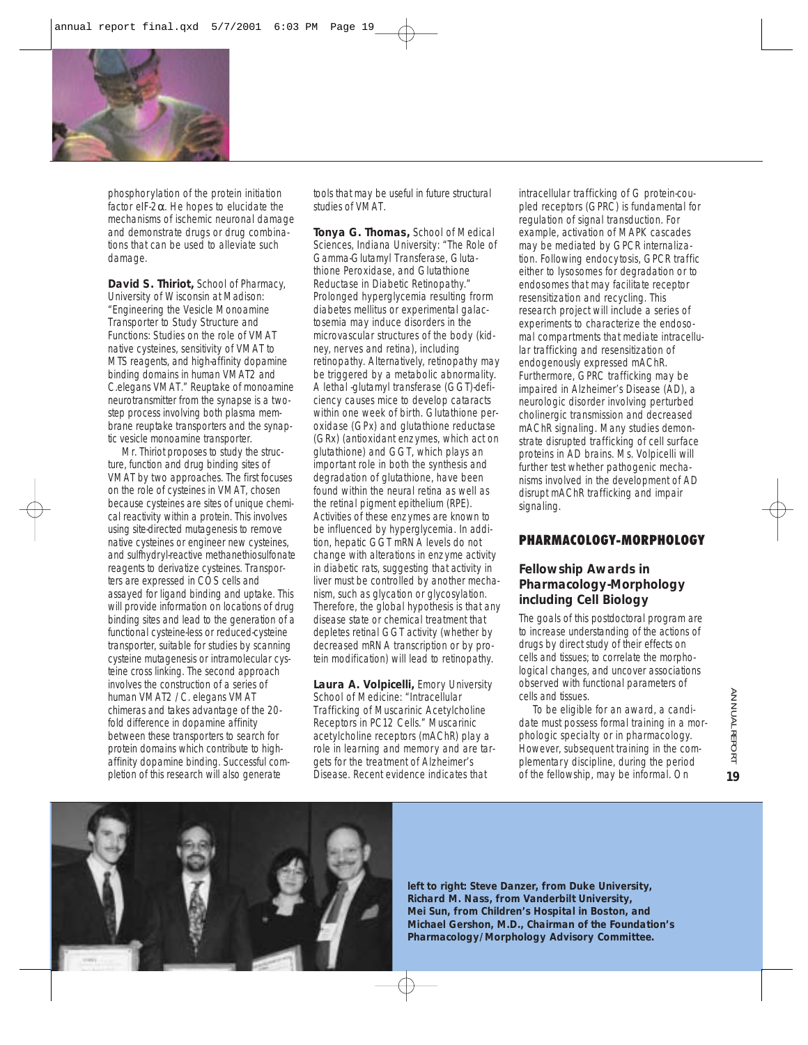phosphorylation of the protein initiation factor eIF-2α. He hopes to elucidate the mechanisms of ischemic neuronal damage and demonstrate drugs or drug combinations that can be used to alleviate such damage.

**David S. Thiriot,** School of Pharmacy, University of Wisconsin at Madison: "Engineering the Vesicle Monoamine Transporter to Study Structure and Functions: Studies on the role of VMAT native cysteines, sensitivity of VMAT to MTS reagents, and high-affinity dopamine binding domains in human VMAT2 and C.elegans VMAT." Reuptake of monoamine neurotransmitter from the synapse is a two-step process involving both plasma membrane reuptake transporters and the synaptic vesicle monoamine transporter.

Mr. Thiriot proposes to study the structure, function and drug binding sites of VMAT by two approaches. The first focuses on the role of cysteines in VMAT, chosen because cysteines are sites of unique chemical reactivity within a protein. This involves using site-directed mutagenesis to remove native cysteines or engineer new cysteines, and sulfhydryl-reactive methanethiosulfonate reagents to derivatize cysteines. Transporters are expressed in COS cells and assayed for ligand binding and uptake. This will provide information on locations of drug binding sites and lead to the generation of a functional cysteine-less or reduced-cysteine transporter, suitable for studies by scanning cysteine mutagenesis or intramolecular cysteine cross linking. The second approach involves the construction of a series of human VMAT2 / C. elegans VMAT chimeras and takes advantage of the 20-fold difference in dopamine affinity between these transporters to search for protein domains which contribute to high-affinity dopamine binding. Successful completion of this research will also generate tools that may be useful in future structural studies of VMAT.

**Tonya G. Thomas,** School of Medical Sciences, Indiana University: "The Role of Gamma-Glutamyl Transferase, Glutathione Peroxidase, and Glutathione Reductase in Diabetic Retinopathy." Prolonged hyperglycemia resulting from diabetes mellitus or experimental galactosemia may induce disorders in the microvascular structures of the body (kidney, nerves and retina), including retinopathy. Alternatively, retinopathy may be triggered by a metabolic abnormality. A lethal -glutamyl transferase (GGT)-deficiency causes mice to develop cataracts within one week of birth. Glutathione peroxidase (GPx) and glutathione reductase (GRx) (antioxidant enzymes, which act on glutathione) and GGT, which plays an important role in both the synthesis and degradation of glutathione, have been found within the neural retina as well as the retinal pigment epithelium (RPE). Activities of these enzymes are known to be influenced by hyperglycemia. In addition, hepatic GGT mRNA levels do not change with alterations in enzyme activity in diabetic rats, suggesting that activity in liver must be controlled by another mechanism, such as glycation or glycosylation. Therefore, the global hypothesis is that any disease state or chemical treatment that depletes retinal GGT activity (whether by decreased mRNA transcription or by protein modification) will lead to retinopathy.

**Laura A. Volpicelli,** Emory University School of Medicine: "Intracellular Trafficking of Muscarinic Acetylcholine Receptors in PC12 Cells." Muscarinic acetylcholine receptors (mAChR) play a role in learning and memory and are targets for the treatment of Alzheimer's Disease. Recent evidence indicates that intracellular trafficking of G protein-coupled receptors (GPRC) is fundamental for regulation of signal transduction. For example, activation of MAPK cascades may be mediated by GPCR internalization. Following endocytosis, GPCR traffic either to lysosomes for degradation or to endosomes that may facilitate receptor resensitization and recycling. This research project will include a series of experiments to characterize the endosomal compartments that mediate intracellular trafficking and resensitization of endogenously expressed mAChR. Furthermore, GPRC trafficking may be impaired in Alzheimer's Disease (AD), a neurologic disorder involving perturbed cholinergic transmission and decreased mAChR signaling. Many studies demonstrate disrupted trafficking of cell surface proteins in AD brains. Ms. Volpicelli will further test whether pathogenic mechanisms involved in the development of AD disrupt mAChR trafficking and impair signaling.

## PHARMACOLOGY-MORPHOLOGY

### Fellowship Awards in Pharmacology-Morphology including Cell Biology

The goals of this postdoctoral program are to increase understanding of the actions of drugs by direct study of their effects on cells and tissues; to correlate the morphological changes, and uncover associations observed with functional parameters of cells and tissues.

To be eligible for an award, a candidate must possess formal training in a morphologic specialty or in pharmacology. However, subsequent training in the complementary discipline, during the period of the fellowship, may be informal. On

**left to right: Steve Danzer, from Duke University, Richard M. Nass, from Vanderbilt University, Mei Sun, from Children's Hospital in Boston, and Michael Gershon, M.D., Chairman of the Foundation's Pharmacology/Morphology Advisory Committee.**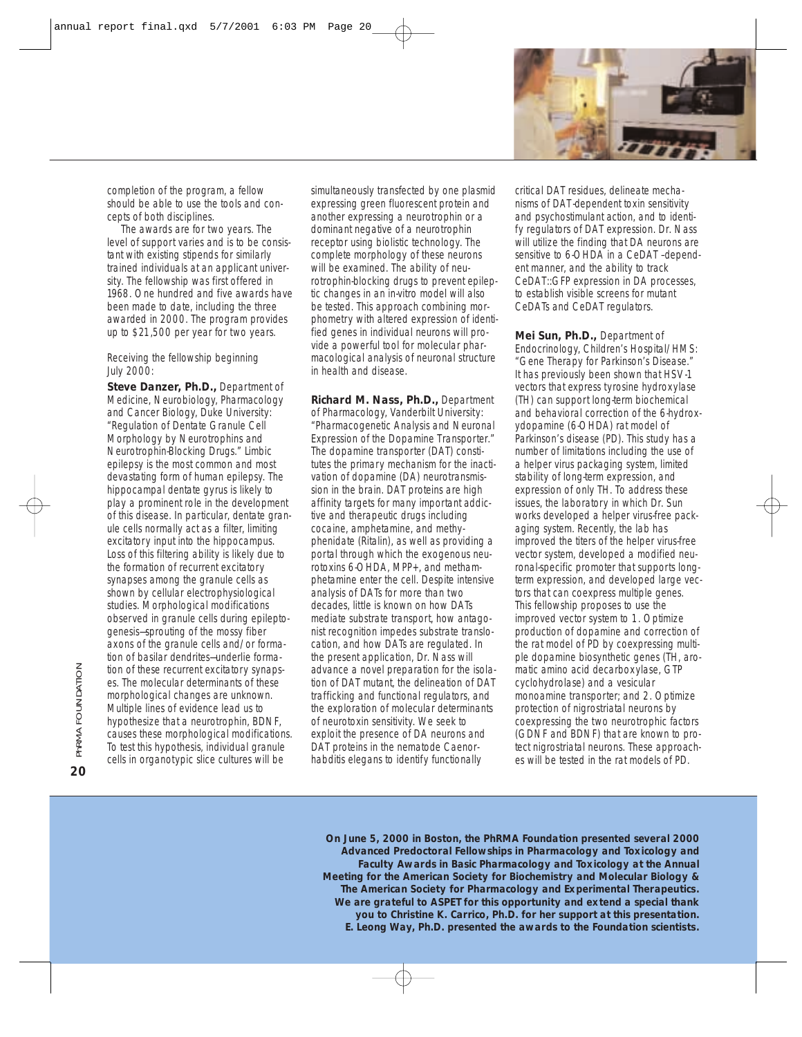completion of the program, a fellow should be able to use the tools and concepts of both disciplines.

The awards are for two years. The level of support varies and is to be consistant with existing stipends for similarly trained individuals at an applicant university. The fellowship was first offered in 1968. One hundred and five awards have been made to date, including the three awarded in 2000. The program provides up to $21,500 per year for two years.

Receiving the fellowship beginning July 2000:

**Steve Danzer, Ph.D.,** Department of Medicine, Neurobiology, Pharmacology and Cancer Biology, Duke University: "Regulation of Dentate Granule Cell Morphology by Neurotrophins and Neurotrophin-Blocking Drugs." Limbic epilepsy is the most common and most devastating form of human epilepsy. The hippocampal dentate gyrus is likely to play a prominent role in the development of this disease. In particular, dentate granule cells normally act as a filter, limiting excitatory input into the hippocampus. Loss of this filtering ability is likely due to the formation of recurrent excitatory synapses among the granule cells as shown by cellular electrophysiological studies. Morphological modifications observed in granule cells during epileptogenesis—sprouting of the mossy fiber axons of the granule cells and/or formation of basilar dendrites—underlie formation of these recurrent excitatory synapses. The molecular determinants of these morphological changes are unknown. Multiple lines of evidence lead us to hypothesize that a neurotrophin, BDNF, causes these morphological modifications. To test this hypothesis, individual granule cells in organotypic slice cultures will be simultaneously transfected by one plasmid expressing green fluorescent protein and another expressing a neurotrophin or a dominant negative of a neurotrophin receptor using biolistic technology. The complete morphology of these neurons will be examined. The ability of neurotrophin-blocking drugs to prevent epileptic changes in an in-vitro model will also be tested. This approach combining morphometry with altered expression of identified genes in individual neurons will provide a powerful tool for molecular pharmacological analysis of neuronal structure in health and disease.

**Richard M. Nass, Ph.D.,** Department of Pharmacology, Vanderbilt University: "Pharmacogenetic Analysis and Neuronal Expression of the Dopamine Transporter." The dopamine transporter (DAT) constitutes the primary mechanism for the inactivation of dopamine (DA) neurotransmission in the brain. DAT proteins are high affinity targets for many important addictive and therapeutic drugs including cocaine, amphetamine, and methylphenidate (Ritalin), as well as providing a portal through which the exogenous neurotoxins 6-OHDA, MPP+, and methamphetamine enter the cell. Despite intensive analysis of DATs for more than two decades, little is known on how DATs mediate substrate transport, how antagonist recognition impedes substrate translocation, and how DATs are regulated. In the present application, Dr. Nass will advance a novel preparation for the isolation of DAT mutant, the delineation of DAT trafficking and functional regulators, and the exploration of molecular determinants of neurotoxin sensitivity. We seek to exploit the presence of DA neurons and DAT proteins in the nematode Caenorhabditis elegans to identify functionally critical DAT residues, delineate mechanisms of DAT-dependent toxin sensitivity and psychostimulant action, and to identify regulators of DAT expression. Dr. Nass will utilize the finding that DA neurons are sensitive to 6-OHDA in a CeDAT-dependent manner, and the ability to track CeDAT::GFP expression in DA processes, to establish visible screens for mutant CeDATs and CeDAT regulators.

**Mei Sun, Ph.D.,** Department of Endocrinology, Children's Hospital/HMS: "Gene Therapy for Parkinson's Disease." It has previously been shown that HSV-1 vectors that express tyrosine hydroxylase (TH) can support long-term biochemical and behavioral correction of the 6-hydroxydopamine (6-OHDA) rat model of Parkinson's disease (PD). This study has a number of limitations including the use of a helper virus packaging system, limited stability of long-term expression, and expression of only TH. To address these issues, the laboratory in which Dr. Sun works developed a helper virus-free packaging system. Recently, the lab has improved the titers of the helper virus-free vector system, developed a modified neuronal-specific promoter that supports long-term expression, and developed large vectors that can coexpress multiple genes. This fellowship proposes to use the improved vector system to 1. Optimize production of dopamine and correction of the rat model of PD by coexpressing multiple dopamine biosynthetic genes (TH, aromatic amino acid decarboxylase, GTP cyclohydrolase) and a vesicular monoamine transporter; and 2. Optimize protection of nigrostriatal neurons by coexpressing the two neurotrophic factors (GDNF and BDNF) that are known to protect nigrostriatal neurons. These approaches will be tested in the rat models of PD.

**On June 5, 2000 in Boston, the PhRMA Foundation presented several 2000 Advanced Predoctoral Fellowships in Pharmacology and Toxicology and Faculty Awards in Basic Pharmacology and Toxicology at the Annual Meeting for the American Society for Biochemistry and Molecular Biology & The American Society for Pharmacology and Experimental Therapeutics. We are grateful to ASPET for this opportunity and extend a special thank you to Christine K. Carrico, Ph.D. for her support at this presentation. E. Leong Way, Ph.D. presented the awards to the Foundation scientists.**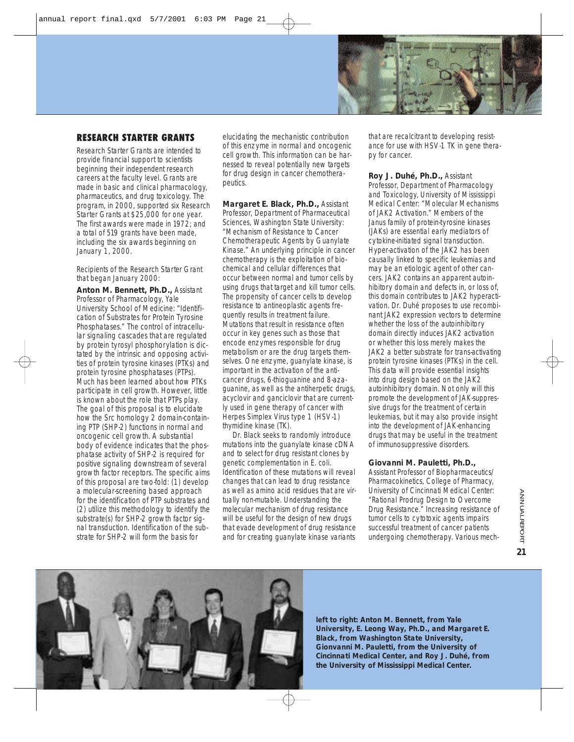## RESEARCH STARTER GRANTS

Research Starter Grants are intended to provide financial support to scientists beginning their independent research careers at the faculty level. Grants are made in basic and clinical pharmacology, pharmaceutics, and drug toxicology. The program, in 2000, supported six Research Starter Grants at $25,000 for one year. The first awards were made in 1972; and a total of 519 grants have been made, including the six awards beginning on January 1, 2000.

Recipients of the Research Starter Grant that began January 2000:

**Anton M. Bennett, Ph.D.,** Assistant Professor of Pharmacology, Yale University School of Medicine: "Identification of Substrates for Protein Tyrosine Phosphatases." The control of intracellular signaling cascades that are regulated by protein tyrosyl phosphorylation is dictated by the intrinsic and opposing activities of protein tyrosine kinases (PTKs) and protein tyrosine phosphatases (PTPs). Much has been learned about how PTKs participate in cell growth. However, little is known about the role that PTPs play. The goal of this proposal is to elucidate how the Src homology 2 domain-containing PTP (SHP-2) functions in normal and oncogenic cell growth. A substantial body of evidence indicates that the phosphatase activity of SHP-2 is required for positive signaling downstream of several growth factor receptors. The specific aims of this proposal are two-fold: (1) develop a molecular-screening based approach for the identification of PTP substrates and (2) utilize this methodology to identify the substrate(s) for SHP-2 growth factor signal transduction. Identification of the substrate for SHP-2 will form the basis for elucidating the mechanistic contribution of this enzyme in normal and oncogenic cell growth. This information can be harnessed to reveal potentially new targets for drug design in cancer chemotherapeutics.

**Margaret E. Black, Ph.D.,** Assistant Professor, Department of Pharmaceutical Sciences, Washington State University: "Mechanism of Resistance to Cancer Chemotherapeutic Agents by Guanylate Kinase." An underlying principle in cancer chemotherapy is the exploitation of biochemical and cellular differences that occur between normal and tumor cells by using drugs that target and kill tumor cells. The propensity of cancer cells to develop resistance to antineoplastic agents frequently results in treatment failure. Mutations that result in resistance often occur in key genes such as those that encode enzymes responsible for drug metabolism or are the drug targets themselves. One enzyme, guanylate kinase, is important in the activation of the anticancer drugs, 6-thioguanine and 8-azaguanine, as well as the antiherpetic drugs, acyclovir and ganciclovir that are currently used in gene therapy of cancer with Herpes Simplex Virus type 1 (HSV-1) thymidine kinase (TK).

Dr. Black seeks to randomly introduce mutations into the guanylate kinase cDNA and to select for drug resistant clones by genetic complementation in E. coli. Identification of these mutations will reveal changes that can lead to drug resistance as well as amino acid residues that are virtually non-mutable. Understanding the molecular mechanism of drug resistance will be useful for the design of new drugs that evade development of drug resistance and for creating guanylate kinase variants that are recalcitrant to developing resistance for use with HSV-1 TK in gene therapy for cancer.

**Roy J. Duhé, Ph.D.,** Assistant Professor, Department of Pharmacology and Toxicology, University of Mississippi Medical Center: "Molecular Mechanisms of JAK2 Activation." Members of the Janus family of protein-tyrosine kinases (JAKs) are essential early mediators of cytokine-initiated signal transduction. Hyper-activation of the JAK2 has been causally linked to specific leukemias and may be an etiologic agent of other cancers. JAK2 contains an apparent autoinhibitory domain and defects in, or loss of, this domain contributes to JAK2 hyperactivation. Dr. Duhé proposes to use recombinant JAK2 expression vectors to determine whether the loss of the autoinhibitory domain directly induces JAK2 activation or whether this loss merely makes the JAK2 a better substrate for trans-activating protein tyrosine kinases (PTKs) in the cell. This data will provide essential insights into drug design based on the JAK2 autoinhibitory domain. Not only will this promote the development of JAK-suppressive drugs for the treatment of certain leukemias, but it may also provide insight into the development of JAK-enhancing drugs that may be useful in the treatment of immunosuppressive disorders.

**Giovanni M. Pauletti, Ph.D.,** Assistant Professor of Biopharmaceutics/Pharmacokinetics, College of Pharmacy, University of Cincinnati Medical Center: "Rational Prodrug Design to Overcome Drug Resistance." Increasing resistance of tumor cells to cytotoxic agents impairs successful treatment of cancer patients undergoing chemotherapy. Various mech-

**left to right: Anton M. Bennett, from Yale University, E. Leong Way, Ph.D., and Margaret E. Black, from Washington State University, Gionvanni M. Pauletti, from the University of Cincinnati Medical Center, and Roy J. Duhé, from the University of Mississippi Medical Center.**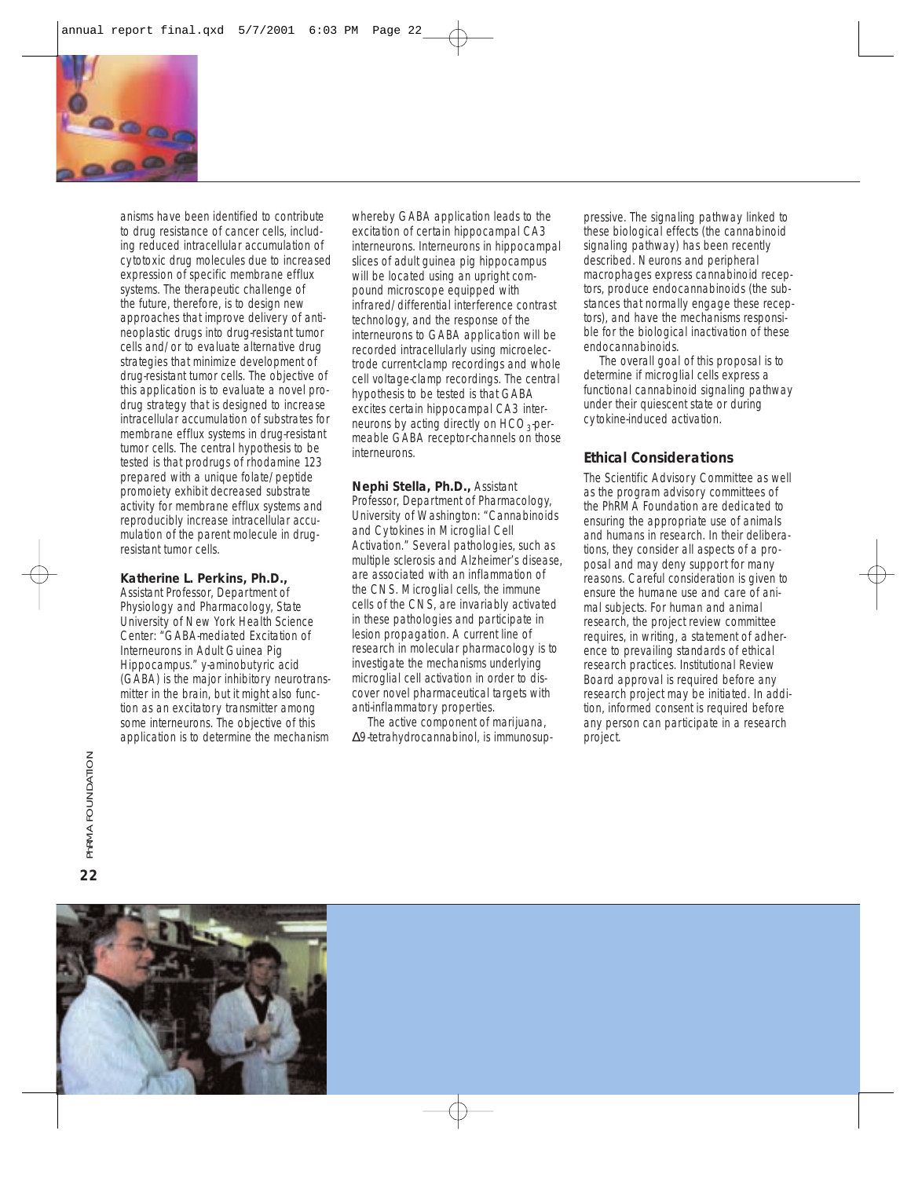anisms have been identified to contribute to drug resistance of cancer cells, including reduced intracellular accumulation of cytotoxic drug molecules due to increased expression of specific membrane efflux systems. The therapeutic challenge of the future, therefore, is to design new approaches that improve delivery of antineoplastic drugs into drug-resistant tumor cells and/or to evaluate alternative drug strategies that minimize development of drug-resistant tumor cells. The objective of this application is to evaluate a novel prodrug strategy that is designed to increase intracellular accumulation of substrates for membrane efflux systems in drug-resistant tumor cells. The central hypothesis to be tested is that prodrugs of rhodamine 123 prepared with a unique folate/peptide promoiety exhibit decreased substrate activity for membrane efflux systems and reproducibly increase intracellular accumulation of the parent molecule in drug-resistant tumor cells.

**Katherine L. Perkins, Ph.D.,** Assistant Professor, Department of Physiology and Pharmacology, State University of New York Health Science Center: "GABA-mediated Excitation of Interneurons in Adult Guinea Pig Hippocampus." γ-aminobutyric acid (GABA) is the major inhibitory neurotransmitter in the brain, but it might also function as an excitatory transmitter among some interneurons. The objective of this application is to determine the mechanism whereby GABA application leads to the excitation of certain hippocampal CA3 interneurons. Interneurons in hippocampal slices of adult guinea pig hippocampus will be located using an upright compound microscope equipped with infrared/differential interference contrast technology, and the response of the interneurons to GABA application will be recorded intracellularly using microelectrode current-clamp recordings and whole cell voltage-clamp recordings. The central hypothesis to be tested is that GABA excites certain hippocampal CA3 interneurons by acting directly on $HCO_3$-permeable GABA receptor-channels on those interneurons.

**Nephi Stella, Ph.D.,** Assistant Professor, Department of Pharmacology, University of Washington: "Cannabinoids and Cytokines in Microglial Cell Activation." Several pathologies, such as multiple sclerosis and Alzheimer's disease, are associated with an inflammation of the CNS. Microglial cells, the immune cells of the CNS, are invariably activated in these pathologies and participate in lesion propagation. A current line of research in molecular pharmacology is to investigate the mechanisms underlying microglial cell activation in order to discover novel pharmaceutical targets with anti-inflammatory properties.

The active component of marijuana, Δ9-tetrahydrocannabinol, is immunosuppressive. The signaling pathway linked to these biological effects (the cannabinoid signaling pathway) has been recently described. Neurons and peripheral macrophages express cannabinoid receptors, produce endocannabinoids (the substances that normally engage these receptors), and have the mechanisms responsible for the biological inactivation of these endocannabinoids.

The overall goal of this proposal is to determine if microglial cells express a functional cannabinoid signaling pathway under their quiescent state or during cytokine-induced activation.

## Ethical Considerations

The Scientific Advisory Committee as well as the program advisory committees of the PhRMA Foundation are dedicated to ensuring the appropriate use of animals and humans in research. In their deliberations, they consider all aspects of a proposal and may deny support for many reasons. Careful consideration is given to ensure the humane use and care of animal subjects. For human and animal research, the project review committee requires, in writing, a statement of adherence to prevailing standards of ethical research practices. Institutional Review Board approval is required before any research project may be initiated. In addition, informed consent is required before any person can participate in a research project.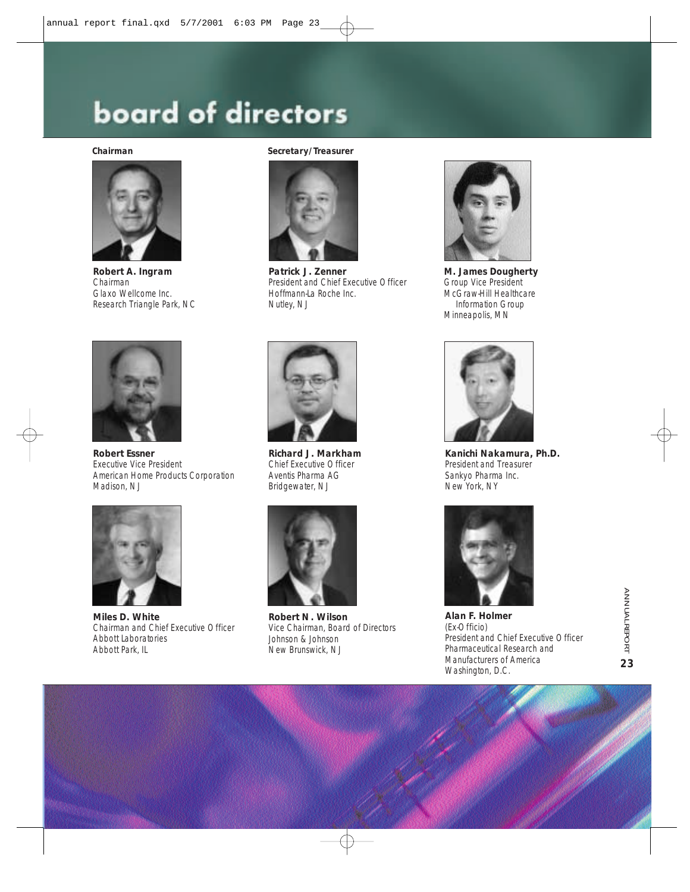# board of directors

**Chairman**

**Robert A. Ingram**
Chairman
Glaxo Wellcome Inc.
Research Triangle Park, NC

**Secretary/Treasurer**

**Patrick J. Zenner**
President and Chief Executive Officer
Hoffmann-La Roche Inc.
Nutley, NJ

**M. James Dougherty**
Group Vice President
McGraw-Hill Healthcare
Information Group
Minneapolis, MN

**Robert Essner**
Executive Vice President
American Home Products Corporation
Madison, NJ

**Richard J. Markham**
Chief Executive Officer
Aventis Pharma AG
Bridgewater, NJ

**Kanichi Nakamura, Ph.D.**
President and Treasurer
Sankyo Pharma Inc.
New York, NY

**Miles D. White**
Chairman and Chief Executive Officer
Abbott Laboratories
Abbott Park, IL

**Robert N. Wilson**
Vice Chairman, Board of Directors
Johnson & Johnson
New Brunswick, NJ

**Alan F. Holmer**
(Ex-Officio)
President and Chief Executive Officer
Pharmaceutical Research and
Manufacturers of America
Washington, D.C.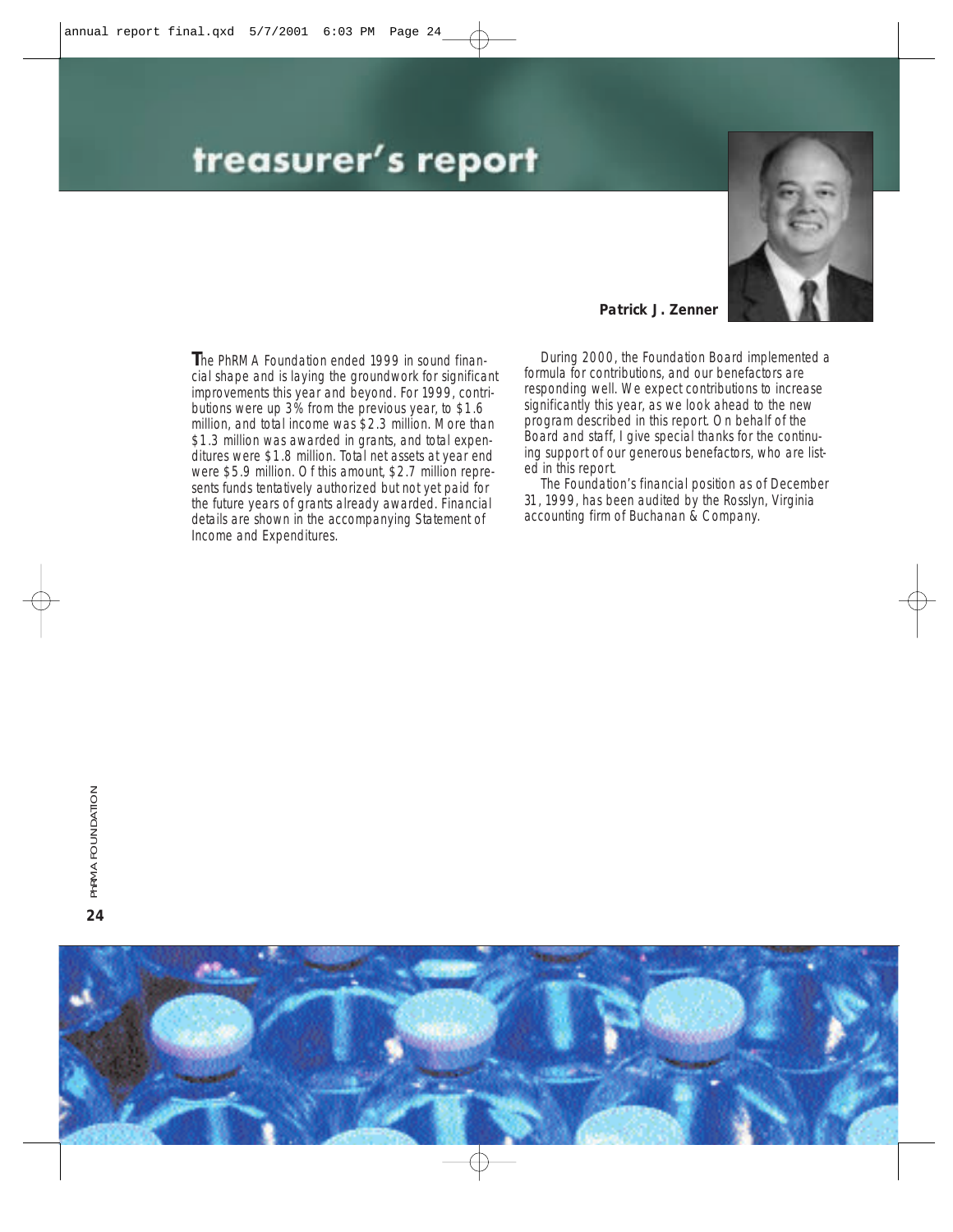# treasurer's report

**Patrick J. Zenner**

The PhRMA Foundation ended 1999 in sound financial shape and is laying the groundwork for significant improvements this year and beyond. For 1999, contributions were up 3% from the previous year, to $1.6 million, and total income was $2.3 million. More than $1.3 million was awarded in grants, and total expenditures were $1.8 million. Total net assets at year end were $5.9 million. Of this amount, $2.7 million represents funds tentatively authorized but not yet paid for the future years of grants already awarded. Financial details are shown in the accompanying Statement of Income and Expenditures.

During 2000, the Foundation Board implemented a formula for contributions, and our benefactors are responding well. We expect contributions to increase significantly this year, as we look ahead to the new program described in this report. On behalf of the Board and staff, I give special thanks for the continuing support of our generous benefactors, who are listed in this report.

The Foundation's financial position as of December 31, 1999, has been audited by the Rosslyn, Virginia accounting firm of Buchanan & Company.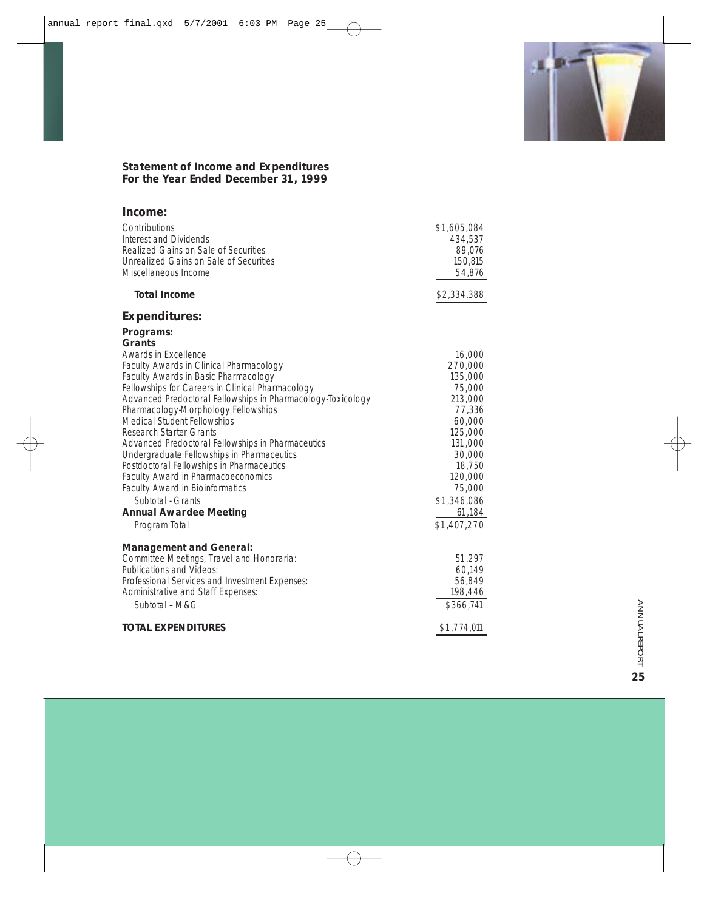## Statement of Income and Expenditures
## For the Year Ended December 31, 1999

### Income:

| | |
|---|---|
| Contributions | $1,605,084 |
| Interest and Dividends | 434,537 |
| Realized Gains on Sale of Securities | 89,076 |
| Unrealized Gains on Sale of Securities | 150,815 |
| Miscellaneous Income | 54,876 |
| **Total Income** | $2,334,388 |

### Expenditures:

| | |
|---|---|
| **Programs:** | |
| **Grants** | |
| Awards in Excellence | 16,000 |
| Faculty Awards in Clinical Pharmacology | 270,000 |
| Faculty Awards in Basic Pharmacology | 135,000 |
| Fellowships for Careers in Clinical Pharmacology | 75,000 |
| Advanced Predoctoral Fellowships in Pharmacology-Toxicology | 213,000 |
| Pharmacology-Morphology Fellowships | 77,336 |
| Medical Student Fellowships | 60,000 |
| Research Starter Grants | 125,000 |
| Advanced Predoctoral Fellowships in Pharmaceutics | 131,000 |
| Undergraduate Fellowships in Pharmaceutics | 30,000 |
| Postdoctoral Fellowships in Pharmaceutics | 18,750 |
| Faculty Award in Pharmacoeconomics | 120,000 |
| Faculty Award in Bioinformatics | 75,000 |
| Subtotal - Grants | $1,346,086 |
| **Annual Awardee Meeting** | 61,184 |
| Program Total | $1,407,270 |
| **Management and General:** | |
| Committee Meetings, Travel and Honoraria: | 51,297 |
| Publications and Videos: | 60,149 |
| Professional Services and Investment Expenses: | 56,849 |
| Administrative and Staff Expenses: | 198,446 |
| Subtotal – M&G | $366,741 |
| **TOTAL EXPENDITURES** | $1,774,011 |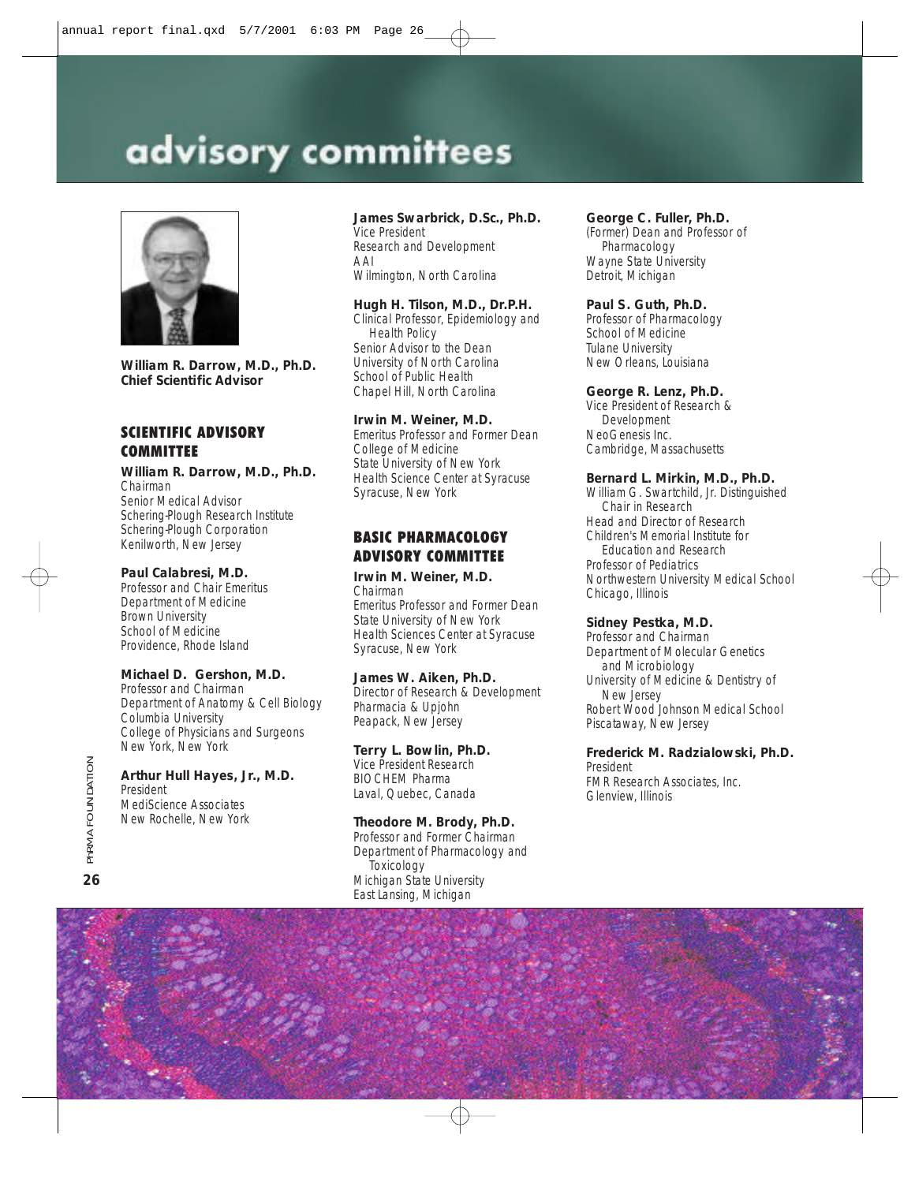# advisory committees

**William R. Darrow, M.D., Ph.D.**
**Chief Scientific Advisor**

## SCIENTIFIC ADVISORY COMMITTEE

**William R. Darrow, M.D., Ph.D.**
Chairman
Senior Medical Advisor
Schering-Plough Research Institute
Schering-Plough Corporation
Kenilworth, New Jersey

**Paul Calabresi, M.D.**
Professor and Chair Emeritus
Department of Medicine
Brown University
School of Medicine
Providence, Rhode Island

**Michael D. Gershon, M.D.**
Professor and Chairman
Department of Anatomy & Cell Biology
Columbia University
College of Physicians and Surgeons
New York, New York

**Arthur Hull Hayes, Jr., M.D.**
President
MediScience Associates
New Rochelle, New York

**James Swarbrick, D.Sc., Ph.D.**
Vice President
Research and Development
AAI
Wilmington, North Carolina

**Hugh H. Tilson, M.D., Dr.P.H.**
Clinical Professor, Epidemiology and Health Policy
Senior Advisor to the Dean
University of North Carolina
School of Public Health
Chapel Hill, North Carolina

**Irwin M. Weiner, M.D.**
Emeritus Professor and Former Dean
College of Medicine
State University of New York
Health Science Center at Syracuse
Syracuse, New York

## BASIC PHARMACOLOGY ADVISORY COMMITTEE

**Irwin M. Weiner, M.D.**
Chairman
Emeritus Professor and Former Dean
State University of New York
Health Sciences Center at Syracuse
Syracuse, New York

**James W. Aiken, Ph.D.**
Director of Research & Development
Pharmacia & Upjohn
Peapack, New Jersey

**Terry L. Bowlin, Ph.D.**
Vice President Research
BIOCHEM Pharma
Laval, Quebec, Canada

**Theodore M. Brody, Ph.D.**
Professor and Former Chairman
Department of Pharmacology and Toxicology
Michigan State University
East Lansing, Michigan

**George C. Fuller, Ph.D.**
(Former) Dean and Professor of Pharmacology
Wayne State University
Detroit, Michigan

**Paul S. Guth, Ph.D.**
Professor of Pharmacology
School of Medicine
Tulane University
New Orleans, Louisiana

**George R. Lenz, Ph.D.**
Vice President of Research & Development
NeoGenesis Inc.
Cambridge, Massachusetts

**Bernard L. Mirkin, M.D., Ph.D.**
William G. Swartchild, Jr. Distinguished Chair in Research
Head and Director of Research
Children's Memorial Institute for Education and Research
Professor of Pediatrics
Northwestern University Medical School
Chicago, Illinois

**Sidney Pestka, M.D.**
Professor and Chairman
Department of Molecular Genetics and Microbiology
University of Medicine & Dentistry of New Jersey
Robert Wood Johnson Medical School
Piscataway, New Jersey

**Frederick M. Radzialowski, Ph.D.**
President
FMR Research Associates, Inc.
Glenview, Illinois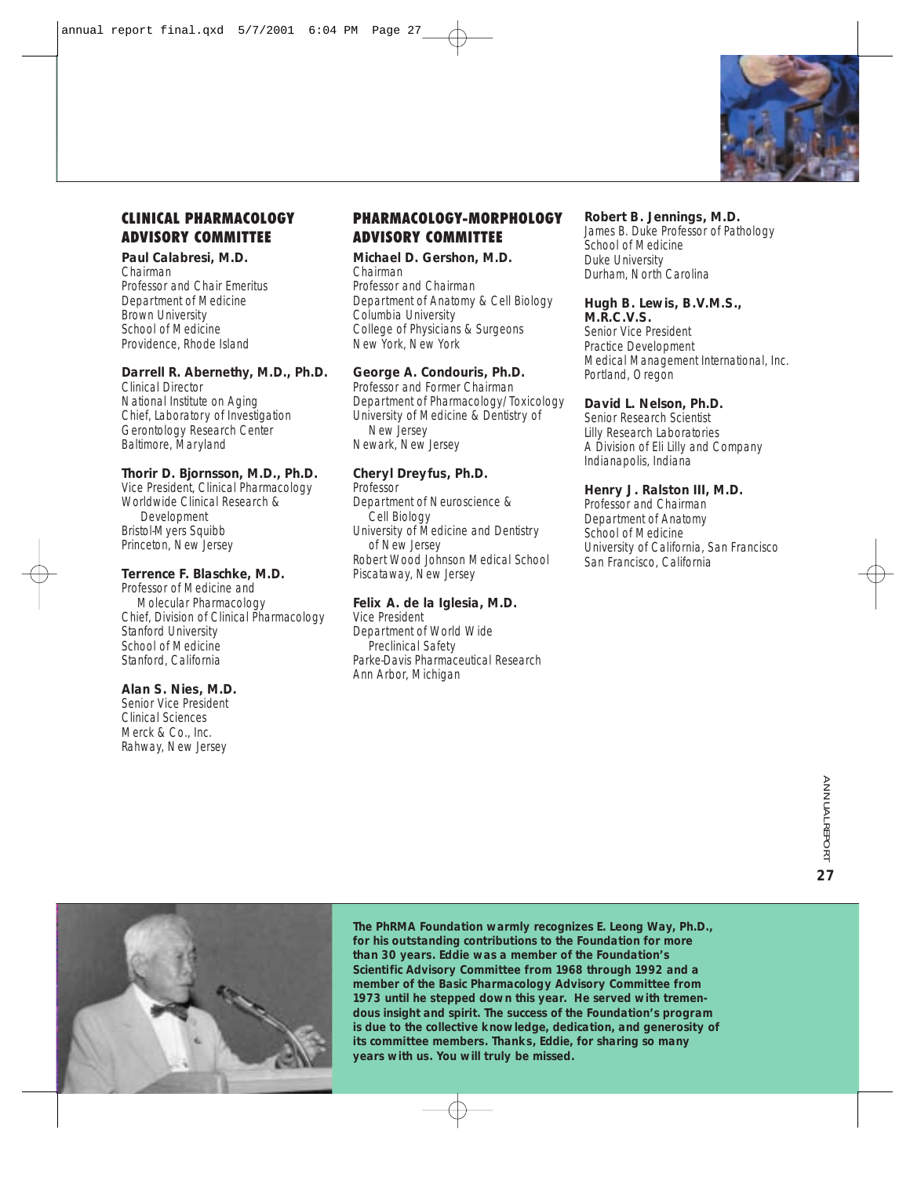## CLINICAL PHARMACOLOGY ADVISORY COMMITTEE

**Paul Calabresi, M.D.**
Chairman
Professor and Chair Emeritus
Department of Medicine
Brown University
School of Medicine
Providence, Rhode Island

**Darrell R. Abernethy, M.D., Ph.D.**
Clinical Director
National Institute on Aging
Chief, Laboratory of Investigation
Gerontology Research Center
Baltimore, Maryland

**Thorir D. Bjornsson, M.D., Ph.D.**
Vice President, Clinical Pharmacology
Worldwide Clinical Research & Development
Bristol-Myers Squibb
Princeton, New Jersey

**Terrence F. Blaschke, M.D.**
Professor of Medicine and Molecular Pharmacology
Chief, Division of Clinical Pharmacology
Stanford University
School of Medicine
Stanford, California

**Alan S. Nies, M.D.**
Senior Vice President
Clinical Sciences
Merck & Co., Inc.
Rahway, New Jersey

## PHARMACOLOGY-MORPHOLOGY ADVISORY COMMITTEE

**Michael D. Gershon, M.D.**
Chairman
Professor and Chairman
Department of Anatomy & Cell Biology
Columbia University
College of Physicians & Surgeons
New York, New York

**George A. Condouris, Ph.D.**
Professor and Former Chairman
Department of Pharmacology/Toxicology
University of Medicine & Dentistry of New Jersey
Newark, New Jersey

**Cheryl Dreyfus, Ph.D.**
Professor
Department of Neuroscience & Cell Biology
University of Medicine and Dentistry of New Jersey
Robert Wood Johnson Medical School
Piscataway, New Jersey

**Felix A. de la Iglesia, M.D.**
Vice President
Department of World Wide Preclinical Safety
Parke-Davis Pharmaceutical Research
Ann Arbor, Michigan

**Robert B. Jennings, M.D.**
James B. Duke Professor of Pathology
School of Medicine
Duke University
Durham, North Carolina

**Hugh B. Lewis, B.V.M.S., M.R.C.V.S.**
Senior Vice President
Practice Development
Medical Management International, Inc.
Portland, Oregon

**David L. Nelson, Ph.D.**
Senior Research Scientist
Lilly Research Laboratories
A Division of Eli Lilly and Company
Indianapolis, Indiana

**Henry J. Ralston III, M.D.**
Professor and Chairman
Department of Anatomy
School of Medicine
University of California, San Francisco
San Francisco, California

**The PhRMA Foundation warmly recognizes E. Leong Way, Ph.D., for his outstanding contributions to the Foundation for more than 30 years. Eddie was a member of the Foundation's Scientific Advisory Committee from 1968 through 1992 and a member of the Basic Pharmacology Advisory Committee from 1973 until he stepped down this year. He served with tremendous insight and spirit. The success of the Foundation's program is due to the collective knowledge, dedication, and generosity of its committee members. Thanks, Eddie, for sharing so many years with us. You will truly be missed.**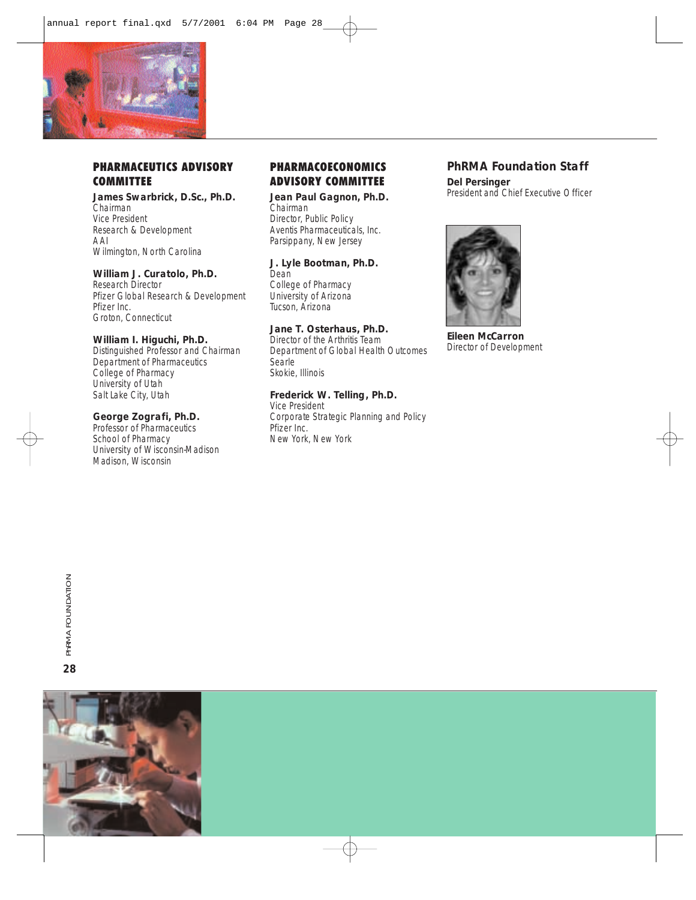## PHARMACEUTICS ADVISORY COMMITTEE

**James Swarbrick, D.Sc., Ph.D.**
Chairman
Vice President
Research & Development
AAI
Wilmington, North Carolina

**William J. Curatolo, Ph.D.**
Research Director
Pfizer Global Research & Development
Pfizer Inc.
Groton, Connecticut

**William I. Higuchi, Ph.D.**
Distinguished Professor and Chairman
Department of Pharmaceutics
College of Pharmacy
University of Utah
Salt Lake City, Utah

**George Zografi, Ph.D.**
Professor of Pharmaceutics
School of Pharmacy
University of Wisconsin-Madison
Madison, Wisconsin

## PHARMACOECONOMICS ADVISORY COMMITTEE

**Jean Paul Gagnon, Ph.D.**
Chairman
Director, Public Policy
Aventis Pharmaceuticals, Inc.
Parsippany, New Jersey

**J. Lyle Bootman, Ph.D.**
Dean
College of Pharmacy
University of Arizona
Tucson, Arizona

**Jane T. Osterhaus, Ph.D.**
Director of the Arthritis Team
Department of Global Health Outcomes
Searle
Skokie, Illinois

**Frederick W. Telling, Ph.D.**
Vice President
Corporate Strategic Planning and Policy
Pfizer Inc.
New York, New York

## PhRMA Foundation Staff

**Del Persinger**
President and Chief Executive Officer

**Eileen McCarron**
Director of Development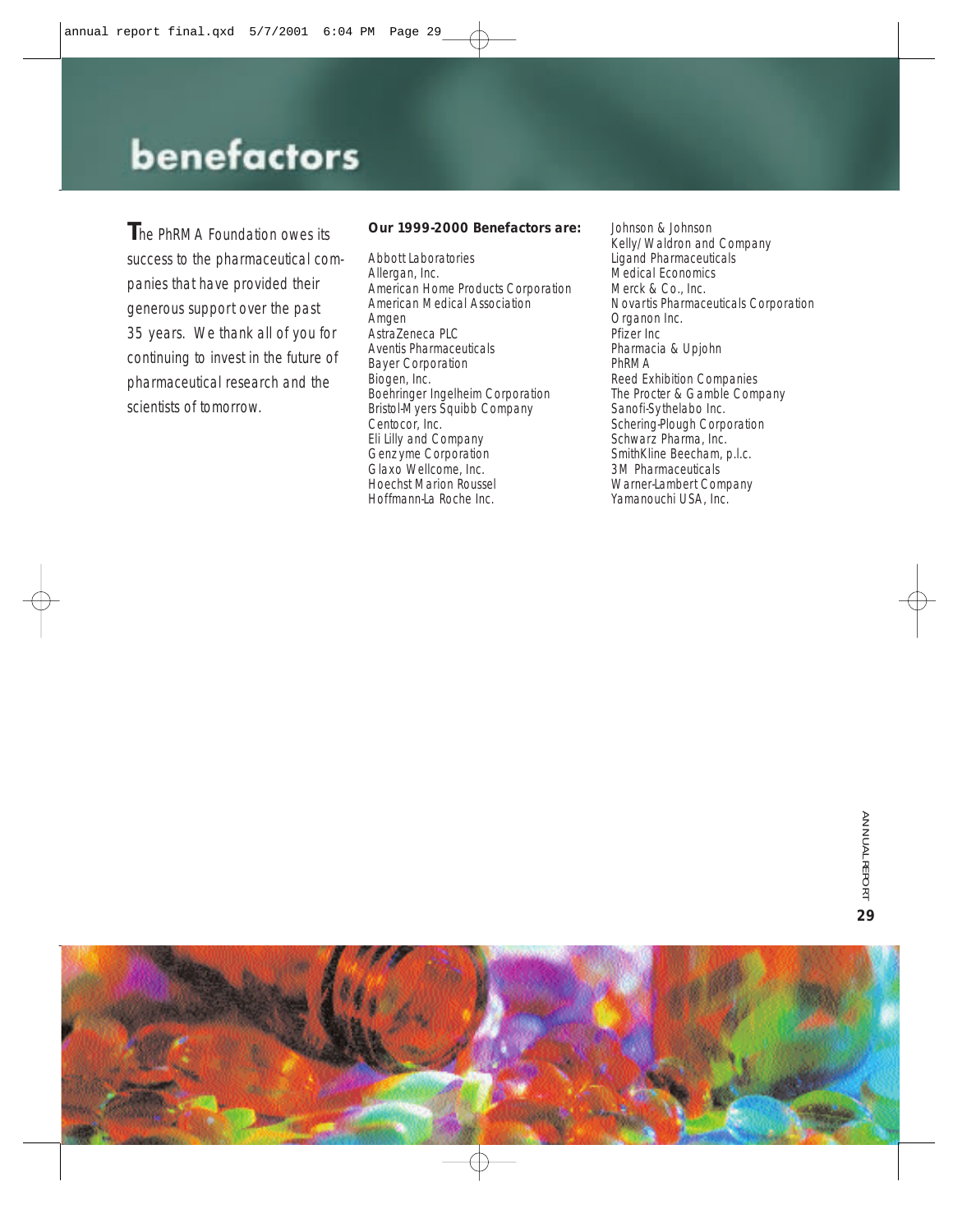# benefactors

The PhRMA Foundation owes its success to the pharmaceutical companies that have provided their generous support over the past 35 years. We thank all of you for continuing to invest in the future of pharmaceutical research and the scientists of tomorrow.

**Our 1999-2000 Benefactors are:**

Abbott Laboratories
Allergan, Inc.
American Home Products Corporation
American Medical Association
Amgen
AstraZeneca PLC
Aventis Pharmaceuticals
Bayer Corporation
Biogen, Inc.
Boehringer Ingelheim Corporation
Bristol-Myers Squibb Company
Centocor, Inc.
Eli Lilly and Company
Genzyme Corporation
Glaxo Wellcome, Inc.
Hoechst Marion Roussel
Hoffmann-La Roche Inc.
Johnson & Johnson
Kelly/Waldron and Company
Ligand Pharmaceuticals
Medical Economics
Merck & Co., Inc.
Novartis Pharmaceuticals Corporation
Organon Inc.
Pfizer Inc
Pharmacia & Upjohn
PhRMA
Reed Exhibition Companies
The Procter & Gamble Company
Sanofi-Sythelabo Inc.
Schering-Plough Corporation
Schwarz Pharma, Inc.
SmithKline Beecham, p.l.c.
3M Pharmaceuticals
Warner-Lambert Company
Yamanouchi USA, Inc.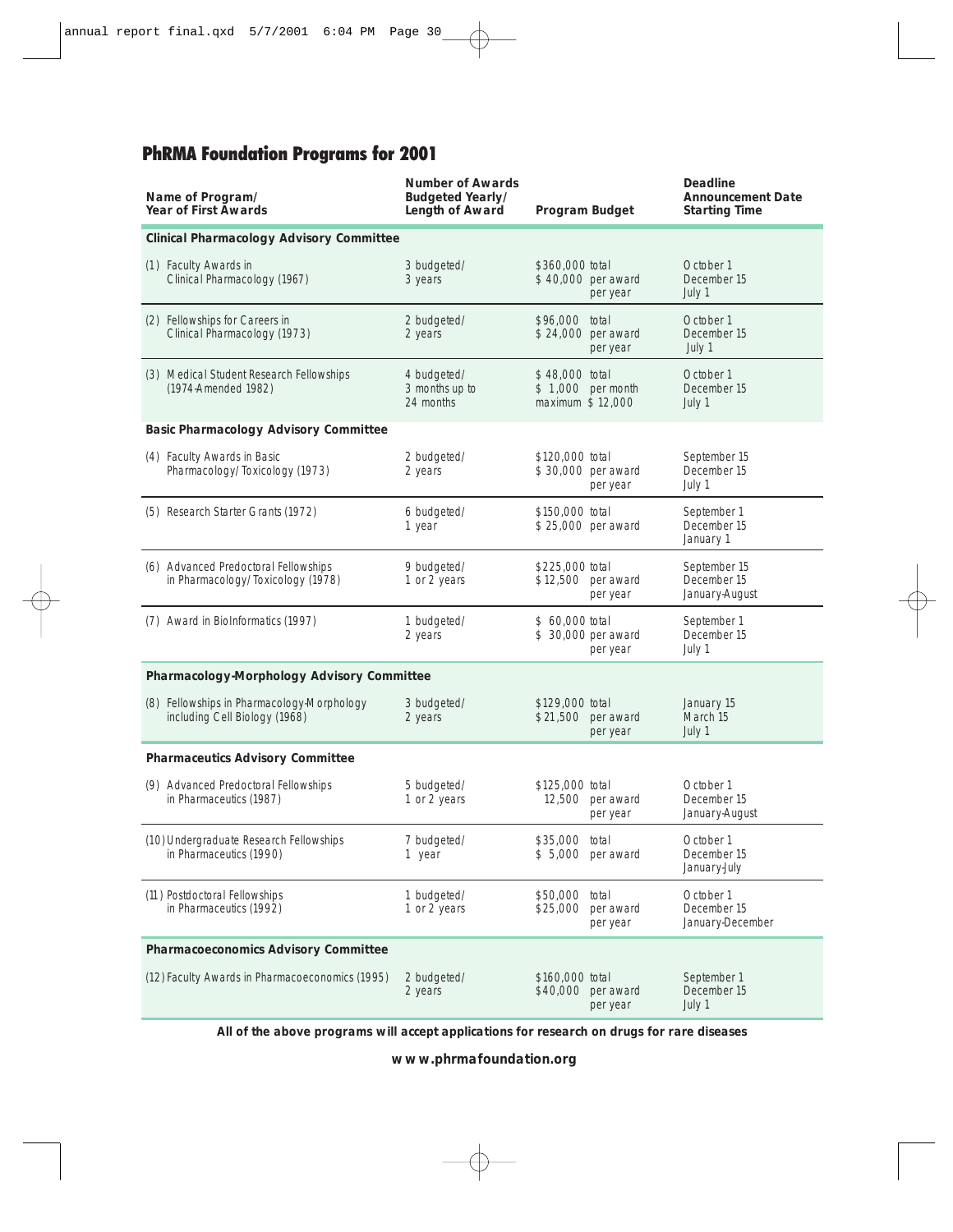## PhRMA Foundation Programs for 2001

| Name of Program/ Year of First Awards | Number of Awards Budgeted Yearly/ Length of Award | Program Budget | Deadline Announcement Date Starting Time |
|---|---|---|---|
| **Clinical Pharmacology Advisory Committee** | | | |
| (1) Faculty Awards in Clinical Pharmacology (1967) | 3 budgeted/ 3 years | $360,000 total<br>$ 40,000 per award per year | October 1<br>December 15<br>July 1 |
| (2) Fellowships for Careers in Clinical Pharmacology (1973) | 2 budgeted/ 2 years | $96,000 total<br>$ 24,000 per award per year | October 1<br>December 15<br>July 1 |
| (3) Medical Student Research Fellowships (1974-Amended 1982) | 4 budgeted/ 3 months up to 24 months | $ 48,000 total<br>$ 1,000 per month<br>maximum $ 12,000 | October 1<br>December 15<br>July 1 |
| **Basic Pharmacology Advisory Committee** | | | |
| (4) Faculty Awards in Basic Pharmacology/Toxicology (1973) | 2 budgeted/ 2 years | $120,000 total<br>$ 30,000 per award per year | September 15<br>December 15<br>July 1 |
| (5) Research Starter Grants (1972) | 6 budgeted/ 1 year | $150,000 total<br>$ 25,000 per award | September 1<br>December 15<br>January 1 |
| (6) Advanced Predoctoral Fellowships in Pharmacology/Toxicology (1978) | 9 budgeted/ 1 or 2 years | $225,000 total<br>$12,500 per award per year | September 15<br>December 15<br>January-August |
| (7) Award in BioInformatics (1997) | 1 budgeted/ 2 years | $ 60,000 total<br>$ 30,000 per award per year | September 1<br>December 15<br>July 1 |
| **Pharmacology-Morphology Advisory Committee** | | | |
| (8) Fellowships in Pharmacology-Morphology including Cell Biology (1968) | 3 budgeted/ 2 years | $129,000 total<br>$21,500 per award per year | January 15<br>March 15<br>July 1 |
| **Pharmaceutics Advisory Committee** | | | |
| (9) Advanced Predoctoral Fellowships in Pharmaceutics (1987) | 5 budgeted/ 1 or 2 years | $125,000 total<br>12,500 per award per year | October 1<br>December 15<br>January-August |
| (10) Undergraduate Research Fellowships in Pharmaceutics (1990) | 7 budgeted/ 1 year | $35,000 total<br>$ 5,000 per award | October 1<br>December 15<br>January-July |
| (11) Postdoctoral Fellowships in Pharmaceutics (1992) | 1 budgeted/ 1 or 2 years | $50,000 total<br>$25,000 per award per year | October 1<br>December 15<br>January-December |
| **Pharmacoeconomics Advisory Committee** | | | |
| (12) Faculty Awards in Pharmacoeconomics (1995) | 2 budgeted/ 2 years | $160,000 total<br>$40,000 per award per year | September 1<br>December 15<br>July 1 |

**All of the above programs will accept applications for research on drugs for rare diseases**

**www.phrmafoundation.org**